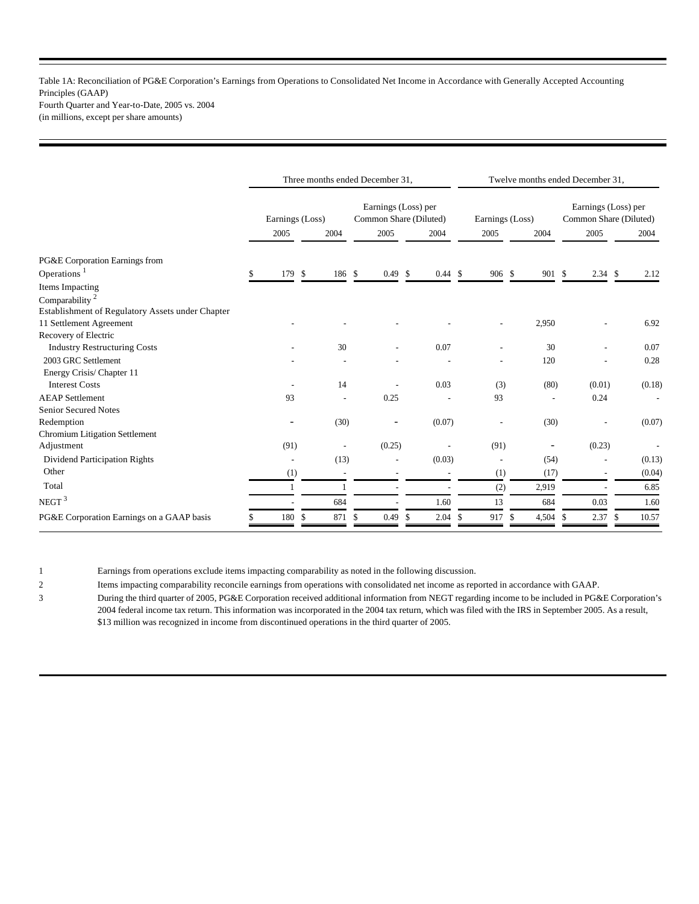Table 1A: Reconciliation of PG&E Corporation's Earnings from Operations to Consolidated Net Income in Accordance with Generally Accepted Accounting Principles (GAAP)
Fourth Quarter and Year-to-Date, 2005 vs. 2004
(in millions, except per share amounts)

| | Three months ended December 31, | | | | Twelve months ended December 31, | | | |
|---|---|---|---|---|---|---|---|---|
| | Earnings (Loss) | | Earnings (Loss) per Common Share (Diluted) | | Earnings (Loss) | | Earnings (Loss) per Common Share (Diluted) | |
| | 2005 | 2004 | 2005 | 2004 | 2005 | 2004 | 2005 | 2004 |
| PG&E Corporation Earnings from Operations [1] | $ 179 | $ 186 | $ 0.49 | $ 0.44 | $ 906 | $ 901 | $ 2.34 | $ 2.12 |
| Items Impacting Comparability [2] | | | | | | | | |
| Establishment of Regulatory Assets under Chapter 11 Settlement Agreement | - | - | - | - | - | 2,950 | - | 6.92 |
| Recovery of Electric Industry Restructuring Costs | - | 30 | - | 0.07 | - | 30 | - | 0.07 |
| 2003 GRC Settlement | - | - | - | - | - | 120 | - | 0.28 |
| Energy Crisis/ Chapter 11 Interest Costs | - | 14 | - | 0.03 | (3) | (80) | (0.01) | (0.18) |
| AEAP Settlement | 93 | - | 0.25 | - | 93 | - | 0.24 | - |
| Senior Secured Notes Redemption | - | (30) | - | (0.07) | - | (30) | - | (0.07) |
| Chromium Litigation Settlement Adjustment | (91) | - | (0.25) | - | (91) | - | (0.23) | - |
| Dividend Participation Rights | - | (13) | - | (0.03) | - | (54) | - | (0.13) |
| Other | (1) | - | - | - | (1) | (17) | - | (0.04) |
| Total | 1 | 1 | - | - | (2) | 2,919 | - | 6.85 |
| NEGT [3] | - | 684 | - | 1.60 | 13 | 684 | 0.03 | 1.60 |
| PG&E Corporation Earnings on a GAAP basis | $ 180 | $ 871 | $ 0.49 | $ 2.04 | $ 917 | $ 4,504 | $ 2.37 | $ 10.57 |

1 Earnings from operations exclude items impacting comparability as noted in the following discussion.

2 Items impacting comparability reconcile earnings from operations with consolidated net income as reported in accordance with GAAP.

3 During the third quarter of 2005, PG&E Corporation received additional information from NEGT regarding income to be included in PG&E Corporation's 2004 federal income tax return. This information was incorporated in the 2004 tax return, which was filed with the IRS in September 2005. As a result, $13 million was recognized in income from discontinued operations in the third quarter of 2005.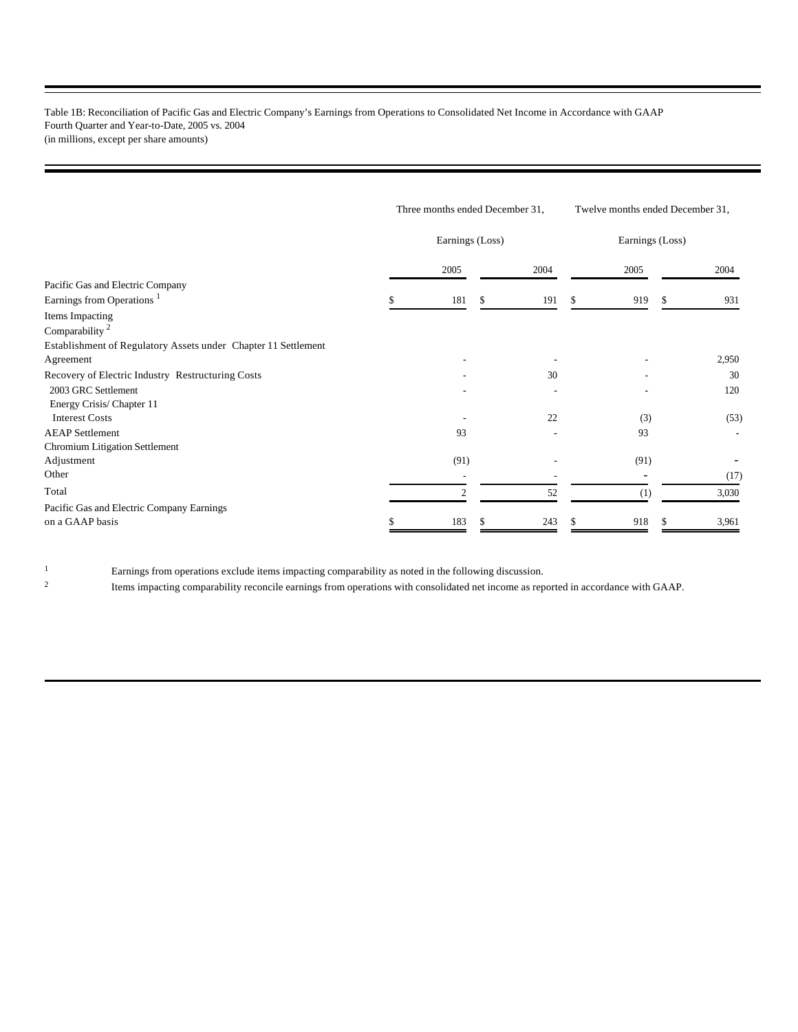Table 1B: Reconciliation of Pacific Gas and Electric Company's Earnings from Operations to Consolidated Net Income in Accordance with GAAP
Fourth Quarter and Year-to-Date, 2005 vs. 2004
(in millions, except per share amounts)

| | Three months ended December 31, | | Twelve months ended December 31, | |
|---|---|---|---|---|
| | Earnings (Loss) | | Earnings (Loss) | |
| | 2005 | 2004 | 2005 | 2004 |
| Pacific Gas and Electric Company | | | | |
| Earnings from Operations [1] | $ 181 | $ 191 | $ 919 | $ 931 |
| Items Impacting Comparability [2] | | | | |
| Establishment of Regulatory Assets under Chapter 11 Settlement Agreement | - | - | - | 2,950 |
| Recovery of Electric Industry Restructuring Costs | - | 30 | - | 30 |
| 2003 GRC Settlement | - | - | - | 120 |
| Energy Crisis/ Chapter 11 Interest Costs | - | 22 | (3) | (53) |
| AEAP Settlement | 93 | - | 93 | - |
| Chromium Litigation Settlement Adjustment | (91) | - | (91) | - |
| Other | - | - | - | (17) |
| Total | 2 | 52 | (1) | 3,030 |
| Pacific Gas and Electric Company Earnings on a GAAP basis | $ 183 | $ 243 | $ 918 | $ 3,961 |

[1] Earnings from operations exclude items impacting comparability as noted in the following discussion.

[2] Items impacting comparability reconcile earnings from operations with consolidated net income as reported in accordance with GAAP.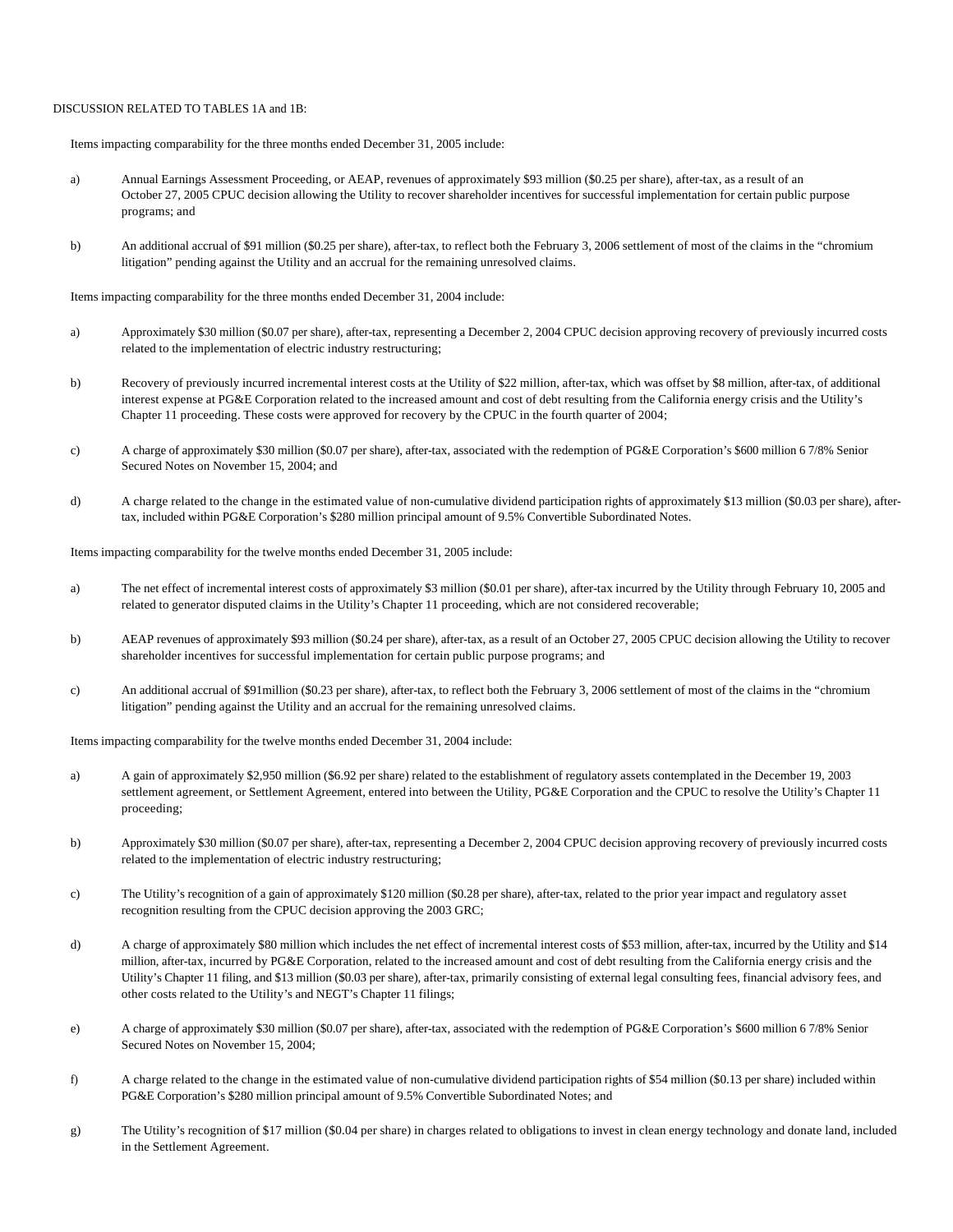DISCUSSION RELATED TO TABLES 1A and 1B:

Items impacting comparability for the three months ended December 31, 2005 include:

a) Annual Earnings Assessment Proceeding, or AEAP, revenues of approximately $93 million ($0.25 per share), after-tax, as a result of an October 27, 2005 CPUC decision allowing the Utility to recover shareholder incentives for successful implementation for certain public purpose programs; and

b) An additional accrual of $91 million ($0.25 per share), after-tax, to reflect both the February 3, 2006 settlement of most of the claims in the "chromium litigation" pending against the Utility and an accrual for the remaining unresolved claims.

Items impacting comparability for the three months ended December 31, 2004 include:

a) Approximately $30 million ($0.07 per share), after-tax, representing a December 2, 2004 CPUC decision approving recovery of previously incurred costs related to the implementation of electric industry restructuring;

b) Recovery of previously incurred incremental interest costs at the Utility of $22 million, after-tax, which was offset by $8 million, after-tax, of additional interest expense at PG&E Corporation related to the increased amount and cost of debt resulting from the California energy crisis and the Utility's Chapter 11 proceeding. These costs were approved for recovery by the CPUC in the fourth quarter of 2004;

c) A charge of approximately $30 million ($0.07 per share), after-tax, associated with the redemption of PG&E Corporation's $600 million 6 7/8% Senior Secured Notes on November 15, 2004; and

d) A charge related to the change in the estimated value of non-cumulative dividend participation rights of approximately $13 million ($0.03 per share), after-tax, included within PG&E Corporation's $280 million principal amount of 9.5% Convertible Subordinated Notes.

Items impacting comparability for the twelve months ended December 31, 2005 include:

a) The net effect of incremental interest costs of approximately $3 million ($0.01 per share), after-tax incurred by the Utility through February 10, 2005 and related to generator disputed claims in the Utility's Chapter 11 proceeding, which are not considered recoverable;

b) AEAP revenues of approximately $93 million ($0.24 per share), after-tax, as a result of an October 27, 2005 CPUC decision allowing the Utility to recover shareholder incentives for successful implementation for certain public purpose programs; and

c) An additional accrual of $91million ($0.23 per share), after-tax, to reflect both the February 3, 2006 settlement of most of the claims in the "chromium litigation" pending against the Utility and an accrual for the remaining unresolved claims.

Items impacting comparability for the twelve months ended December 31, 2004 include:

a) A gain of approximately $2,950 million ($6.92 per share) related to the establishment of regulatory assets contemplated in the December 19, 2003 settlement agreement, or Settlement Agreement, entered into between the Utility, PG&E Corporation and the CPUC to resolve the Utility's Chapter 11 proceeding;

b) Approximately $30 million ($0.07 per share), after-tax, representing a December 2, 2004 CPUC decision approving recovery of previously incurred costs related to the implementation of electric industry restructuring;

c) The Utility's recognition of a gain of approximately $120 million ($0.28 per share), after-tax, related to the prior year impact and regulatory asset recognition resulting from the CPUC decision approving the 2003 GRC;

d) A charge of approximately $80 million which includes the net effect of incremental interest costs of $53 million, after-tax, incurred by the Utility and $14 million, after-tax, incurred by PG&E Corporation, related to the increased amount and cost of debt resulting from the California energy crisis and the Utility's Chapter 11 filing, and $13 million ($0.03 per share), after-tax, primarily consisting of external legal consulting fees, financial advisory fees, and other costs related to the Utility's and NEGT's Chapter 11 filings;

e) A charge of approximately $30 million ($0.07 per share), after-tax, associated with the redemption of PG&E Corporation's $600 million 6 7/8% Senior Secured Notes on November 15, 2004;

f) A charge related to the change in the estimated value of non-cumulative dividend participation rights of $54 million ($0.13 per share) included within PG&E Corporation's $280 million principal amount of 9.5% Convertible Subordinated Notes; and

g) The Utility's recognition of $17 million ($0.04 per share) in charges related to obligations to invest in clean energy technology and donate land, included in the Settlement Agreement.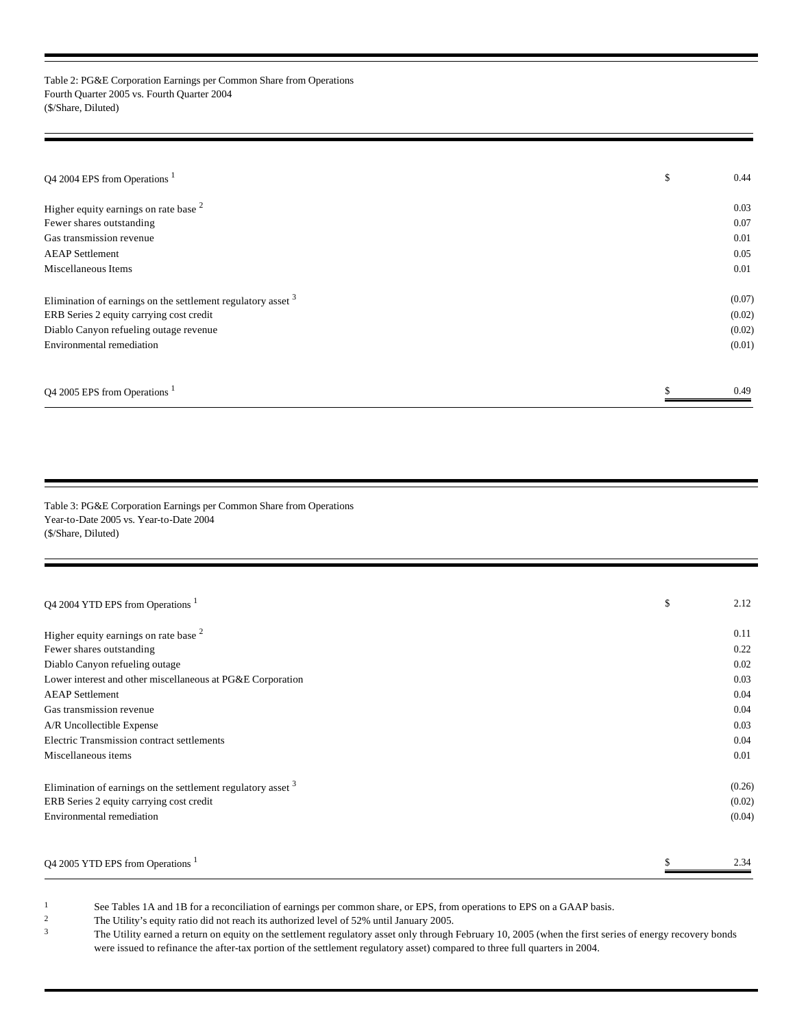Table 2: PG&E Corporation Earnings per Common Share from Operations
Fourth Quarter 2005 vs. Fourth Quarter 2004
($/Share, Diluted)

| | | |
|---|---|---|
| Q4 2004 EPS from Operations [1] | $ | 0.44 |
| Higher equity earnings on rate base [2] | | 0.03 |
| Fewer shares outstanding | | 0.07 |
| Gas transmission revenue | | 0.01 |
| AEAP Settlement | | 0.05 |
| Miscellaneous Items | | 0.01 |
| Elimination of earnings on the settlement regulatory asset [3] | | (0.07) |
| ERB Series 2 equity carrying cost credit | | (0.02) |
| Diablo Canyon refueling outage revenue | | (0.02) |
| Environmental remediation | | (0.01) |
| Q4 2005 EPS from Operations [1] | $ | 0.49 |

Table 3: PG&E Corporation Earnings per Common Share from Operations
Year-to-Date 2005 vs. Year-to-Date 2004
($/Share, Diluted)

| | | |
|---|---|---|
| Q4 2004 YTD EPS from Operations [1] | $ | 2.12 |
| Higher equity earnings on rate base [2] | | 0.11 |
| Fewer shares outstanding | | 0.22 |
| Diablo Canyon refueling outage | | 0.02 |
| Lower interest and other miscellaneous at PG&E Corporation | | 0.03 |
| AEAP Settlement | | 0.04 |
| Gas transmission revenue | | 0.04 |
| A/R Uncollectible Expense | | 0.03 |
| Electric Transmission contract settlements | | 0.04 |
| Miscellaneous items | | 0.01 |
| Elimination of earnings on the settlement regulatory asset [3] | | (0.26) |
| ERB Series 2 equity carrying cost credit | | (0.02) |
| Environmental remediation | | (0.04) |
| Q4 2005 YTD EPS from Operations [1] | $ | 2.34 |

[1] See Tables 1A and 1B for a reconciliation of earnings per common share, or EPS, from operations to EPS on a GAAP basis.

[2] The Utility's equity ratio did not reach its authorized level of 52% until January 2005.

[3] The Utility earned a return on equity on the settlement regulatory asset only through February 10, 2005 (when the first series of energy recovery bonds were issued to refinance the after-tax portion of the settlement regulatory asset) compared to three full quarters in 2004.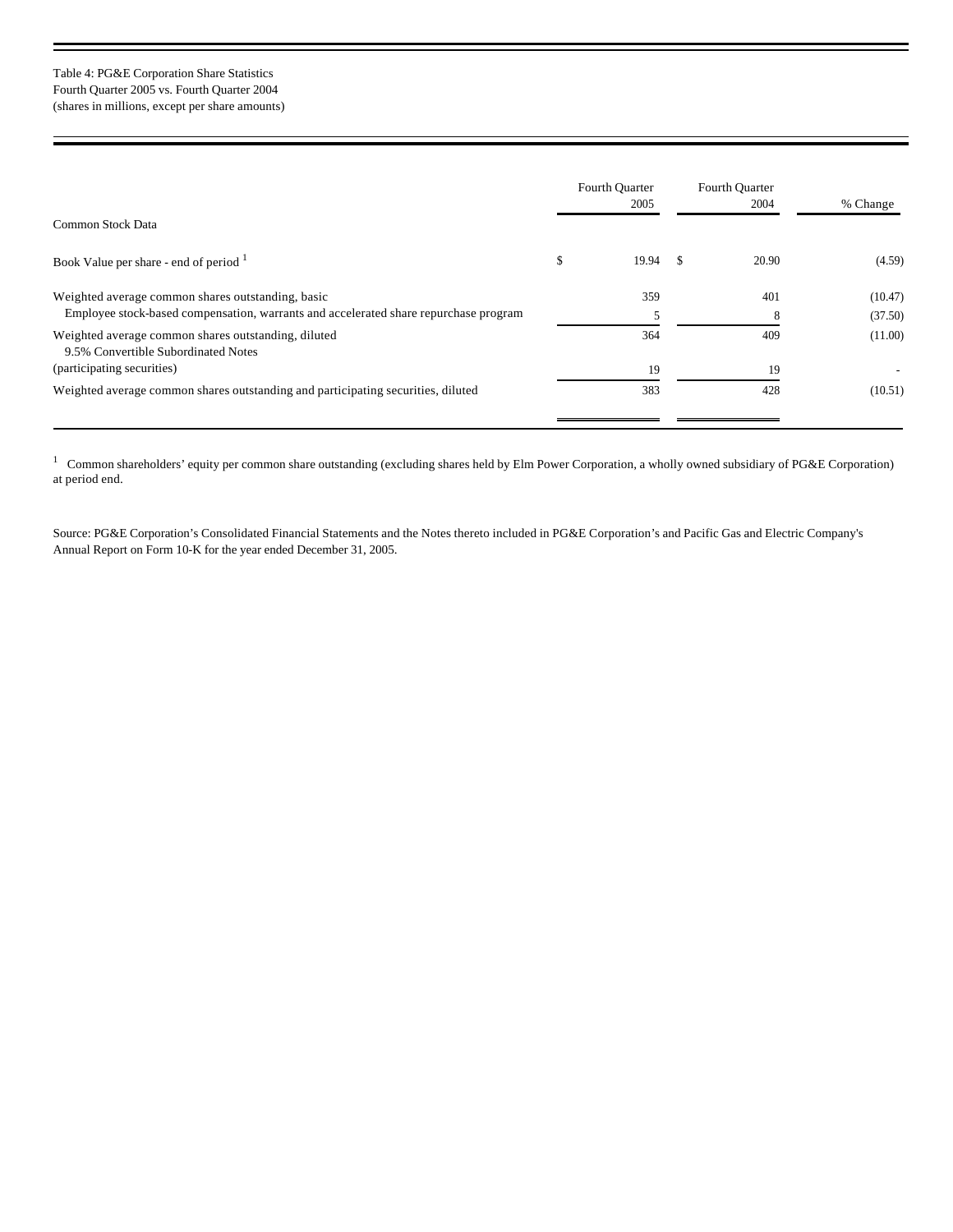Table 4: PG&E Corporation Share Statistics
Fourth Quarter 2005 vs. Fourth Quarter 2004
(shares in millions, except per share amounts)

| Common Stock Data | Fourth Quarter 2005 | Fourth Quarter 2004 | % Change |
|---|---|---|---|
| Book Value per share - end of period [1] | $ 19.94 | $ 20.90 | (4.59) |
| Weighted average common shares outstanding, basic | 359 | 401 | (10.47) |
| Employee stock-based compensation, warrants and accelerated share repurchase program | 5 | 8 | (37.50) |
| Weighted average common shares outstanding, diluted | 364 | 409 | (11.00) |
| 9.5% Convertible Subordinated Notes (participating securities) | 19 | 19 | - |
| Weighted average common shares outstanding and participating securities, diluted | 383 | 428 | (10.51) |

[1] Common shareholders' equity per common share outstanding (excluding shares held by Elm Power Corporation, a wholly owned subsidiary of PG&E Corporation) at period end.

Source: PG&E Corporation's Consolidated Financial Statements and the Notes thereto included in PG&E Corporation's and Pacific Gas and Electric Company's Annual Report on Form 10-K for the year ended December 31, 2005.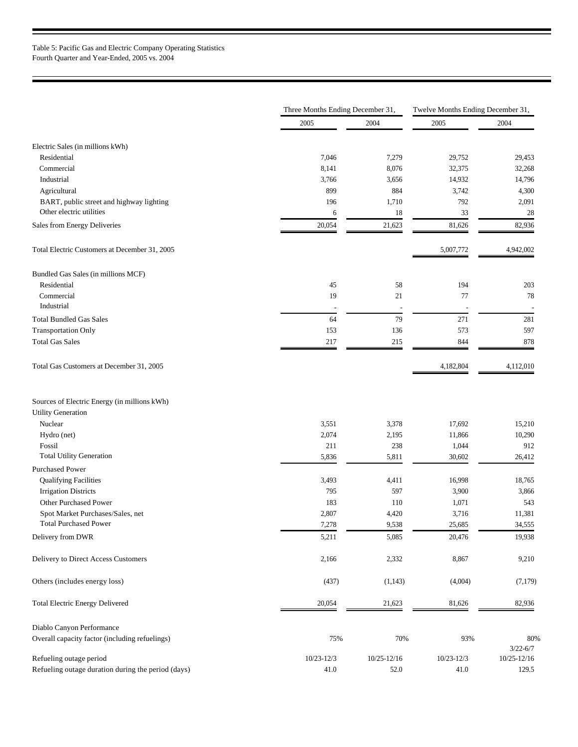Table 5: Pacific Gas and Electric Company Operating Statistics
Fourth Quarter and Year-Ended, 2005 vs. 2004

| | Three Months Ending December 31, | | Twelve Months Ending December 31, | |
|---|---|---|---|---|
| | 2005 | 2004 | 2005 | 2004 |
| Electric Sales (in millions kWh) | | | | |
| Residential | 7,046 | 7,279 | 29,752 | 29,453 |
| Commercial | 8,141 | 8,076 | 32,375 | 32,268 |
| Industrial | 3,766 | 3,656 | 14,932 | 14,796 |
| Agricultural | 899 | 884 | 3,742 | 4,300 |
| BART, public street and highway lighting | 196 | 1,710 | 792 | 2,091 |
| Other electric utilities | 6 | 18 | 33 | 28 |
| Sales from Energy Deliveries | 20,054 | 21,623 | 81,626 | 82,936 |
| Total Electric Customers at December 31, 2005 | | | 5,007,772 | 4,942,002 |
| Bundled Gas Sales (in millions MCF) | | | | |
| Residential | 45 | 58 | 194 | 203 |
| Commercial | 19 | 21 | 77 | 78 |
| Industrial | - | - | - | - |
| Total Bundled Gas Sales | 64 | 79 | 271 | 281 |
| Transportation Only | 153 | 136 | 573 | 597 |
| Total Gas Sales | 217 | 215 | 844 | 878 |
| Total Gas Customers at December 31, 2005 | | | 4,182,804 | 4,112,010 |
| Sources of Electric Energy (in millions kWh) | | | | |
| Utility Generation | | | | |
| Nuclear | 3,551 | 3,378 | 17,692 | 15,210 |
| Hydro (net) | 2,074 | 2,195 | 11,866 | 10,290 |
| Fossil | 211 | 238 | 1,044 | 912 |
| Total Utility Generation | 5,836 | 5,811 | 30,602 | 26,412 |
| Purchased Power | | | | |
| Qualifying Facilities | 3,493 | 4,411 | 16,998 | 18,765 |
| Irrigation Districts | 795 | 597 | 3,900 | 3,866 |
| Other Purchased Power | 183 | 110 | 1,071 | 543 |
| Spot Market Purchases/Sales, net | 2,807 | 4,420 | 3,716 | 11,381 |
| Total Purchased Power | 7,278 | 9,538 | 25,685 | 34,555 |
| Delivery from DWR | 5,211 | 5,085 | 20,476 | 19,938 |
| Delivery to Direct Access Customers | 2,166 | 2,332 | 8,867 | 9,210 |
| Others (includes energy loss) | (437) | (1,143) | (4,004) | (7,179) |
| Total Electric Energy Delivered | 20,054 | 21,623 | 81,626 | 82,936 |
| Diablo Canyon Performance | | | | |
| Overall capacity factor (including refuelings) | 75% | 70% | 93% | 80% |
| Refueling outage period | 10/23-12/3 | 10/25-12/16 | 10/23-12/3 | 3/22-6/7 10/25-12/16 |
| Refueling outage duration during the period (days) | 41.0 | 52.0 | 41.0 | 129.5 |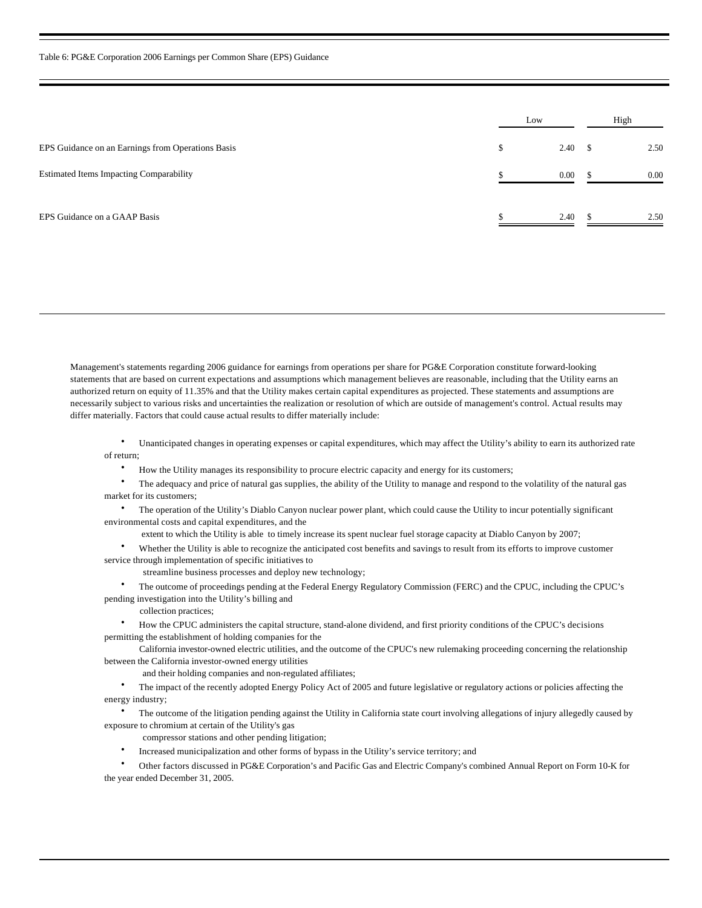Table 6: PG&E Corporation 2006 Earnings per Common Share (EPS) Guidance

| | Low | High |
|---|---|---|
| EPS Guidance on an Earnings from Operations Basis | $ 2.40 | $ 2.50 |
| Estimated Items Impacting Comparability | $ 0.00 | $ 0.00 |
| EPS Guidance on a GAAP Basis | $ 2.40 | $ 2.50 |

Management's statements regarding 2006 guidance for earnings from operations per share for PG&E Corporation constitute forward-looking statements that are based on current expectations and assumptions which management believes are reasonable, including that the Utility earns an authorized return on equity of 11.35% and that the Utility makes certain capital expenditures as projected. These statements and assumptions are necessarily subject to various risks and uncertainties the realization or resolution of which are outside of management's control. Actual results may differ materially. Factors that could cause actual results to differ materially include:

- Unanticipated changes in operating expenses or capital expenditures, which may affect the Utility's ability to earn its authorized rate of return;
- How the Utility manages its responsibility to procure electric capacity and energy for its customers;
- The adequacy and price of natural gas supplies, the ability of the Utility to manage and respond to the volatility of the natural gas market for its customers;
- The operation of the Utility's Diablo Canyon nuclear power plant, which could cause the Utility to incur potentially significant environmental costs and capital expenditures, and the extent to which the Utility is able to timely increase its spent nuclear fuel storage capacity at Diablo Canyon by 2007;
- Whether the Utility is able to recognize the anticipated cost benefits and savings to result from its efforts to improve customer service through implementation of specific initiatives to streamline business processes and deploy new technology;
- The outcome of proceedings pending at the Federal Energy Regulatory Commission (FERC) and the CPUC, including the CPUC's pending investigation into the Utility's billing and collection practices;
- How the CPUC administers the capital structure, stand-alone dividend, and first priority conditions of the CPUC's decisions permitting the establishment of holding companies for the California investor-owned electric utilities, and the outcome of the CPUC's new rulemaking proceeding concerning the relationship between the California investor-owned energy utilities and their holding companies and non-regulated affiliates;
- The impact of the recently adopted Energy Policy Act of 2005 and future legislative or regulatory actions or policies affecting the energy industry;
- The outcome of the litigation pending against the Utility in California state court involving allegations of injury allegedly caused by exposure to chromium at certain of the Utility's gas compressor stations and other pending litigation;
- Increased municipalization and other forms of bypass in the Utility's service territory; and
- Other factors discussed in PG&E Corporation's and Pacific Gas and Electric Company's combined Annual Report on Form 10-K for the year ended December 31, 2005.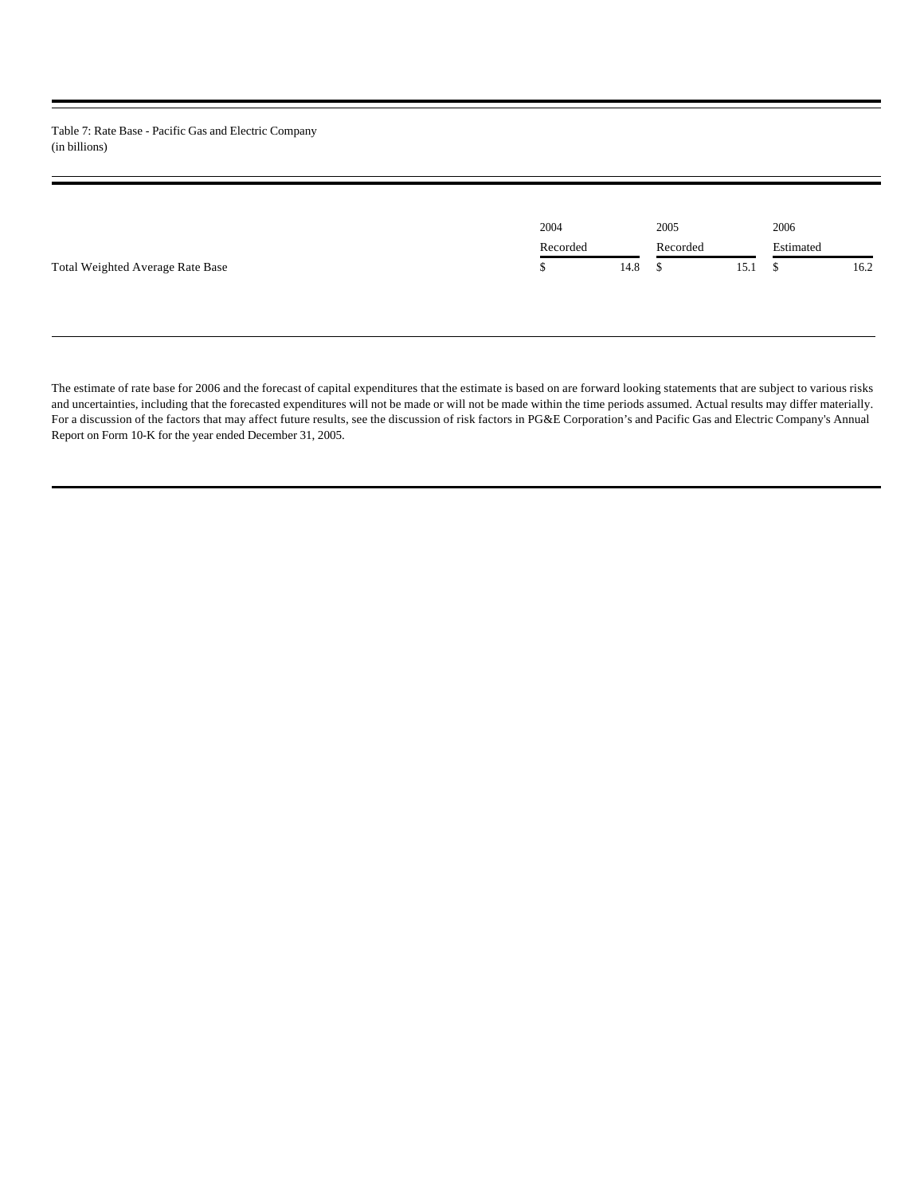Table 7: Rate Base - Pacific Gas and Electric Company
(in billions)

| | 2004 Recorded | 2005 Recorded | 2006 Estimated |
|---|---|---|---|
| Total Weighted Average Rate Base | $ 14.8 | $ 15.1 | $ 16.2 |

The estimate of rate base for 2006 and the forecast of capital expenditures that the estimate is based on are forward looking statements that are subject to various risks and uncertainties, including that the forecasted expenditures will not be made or will not be made within the time periods assumed. Actual results may differ materially. For a discussion of the factors that may affect future results, see the discussion of risk factors in PG&E Corporation's and Pacific Gas and Electric Company's Annual Report on Form 10-K for the year ended December 31, 2005.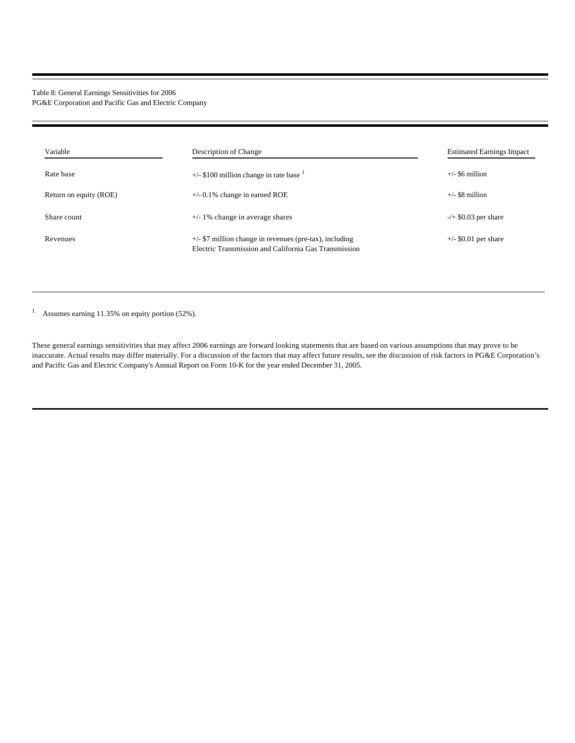Table 8: General Earnings Sensitivities for 2006
PG&E Corporation and Pacific Gas and Electric Company

| Variable | Description of Change | Estimated Earnings Impact |
| --- | --- | --- |
| Rate base | +/- $100 million change in rate base [1] | +/- $6 million |
| Return on equity (ROE) | +/- 0.1% change in earned ROE | +/- $8 million |
| Share count | +/- 1% change in average shares | -/+ $0.03 per share |
| Revenues | +/- $7 million change in revenues (pre-tax), including Electric Transmission and California Gas Transmission | +/- $0.01 per share |

[1] Assumes earning 11.35% on equity portion (52%).

These general earnings sensitivities that may affect 2006 earnings are forward looking statements that are based on various assumptions that may prove to be inaccurate. Actual results may differ materially. For a discussion of the factors that may affect future results, see the discussion of risk factors in PG&E Corporation's and Pacific Gas and Electric Company's Annual Report on Form 10-K for the year ended December 31, 2005.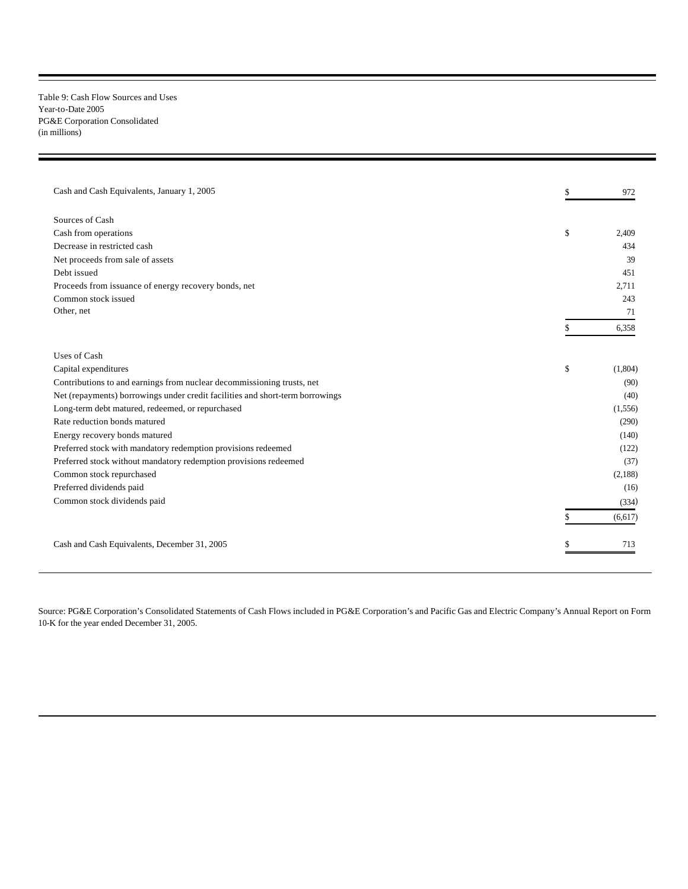Table 9: Cash Flow Sources and Uses
Year-to-Date 2005
PG&E Corporation Consolidated
(in millions)

| | | |
|---|---|---|
| Cash and Cash Equivalents, January 1, 2005 | $ | 972 |
| | | |
| Sources of Cash | | |
| Cash from operations | $ | 2,409 |
| Decrease in restricted cash | | 434 |
| Net proceeds from sale of assets | | 39 |
| Debt issued | | 451 |
| Proceeds from issuance of energy recovery bonds, net | | 2,711 |
| Common stock issued | | 243 |
| Other, net | | 71 |
| | $ | 6,358 |
| | | |
| Uses of Cash | | |
| Capital expenditures | $ | (1,804) |
| Contributions to and earnings from nuclear decommissioning trusts, net | | (90) |
| Net (repayments) borrowings under credit facilities and short-term borrowings | | (40) |
| Long-term debt matured, redeemed, or repurchased | | (1,556) |
| Rate reduction bonds matured | | (290) |
| Energy recovery bonds matured | | (140) |
| Preferred stock with mandatory redemption provisions redeemed | | (122) |
| Preferred stock without mandatory redemption provisions redeemed | | (37) |
| Common stock repurchased | | (2,188) |
| Preferred dividends paid | | (16) |
| Common stock dividends paid | | (334) |
| | $ | (6,617) |
| | | |
| Cash and Cash Equivalents, December 31, 2005 | $ | 713 |

Source: PG&E Corporation's Consolidated Statements of Cash Flows included in PG&E Corporation's and Pacific Gas and Electric Company's Annual Report on Form 10-K for the year ended December 31, 2005.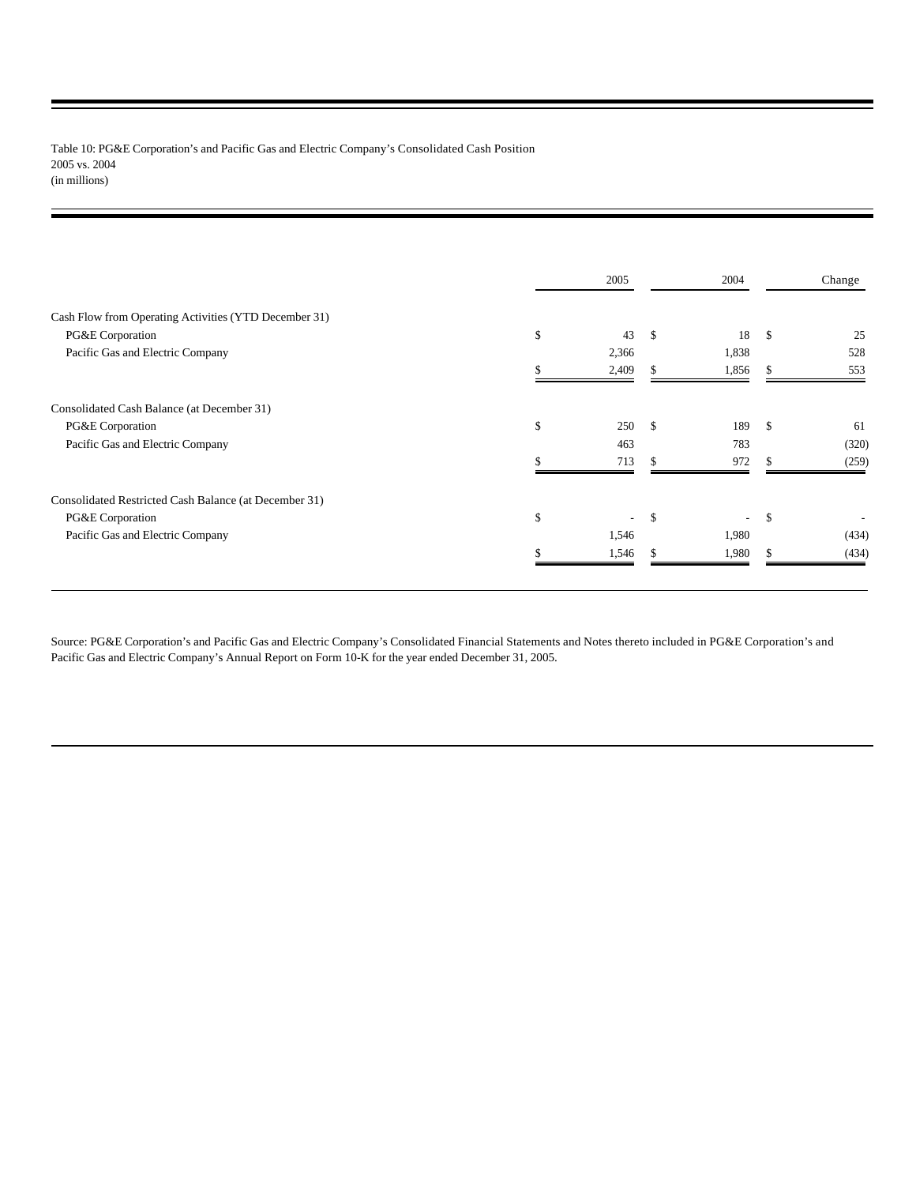Table 10: PG&E Corporation's and Pacific Gas and Electric Company's Consolidated Cash Position
2005 vs. 2004
(in millions)

| | 2005 | 2004 | Change |
|---|---|---|---|
| Cash Flow from Operating Activities (YTD December 31) | | | |
| PG&E Corporation | $ 43 | $ 18 | $ 25 |
| Pacific Gas and Electric Company | 2,366 | 1,838 | 528 |
| | $ 2,409 | $ 1,856 | $ 553 |
| Consolidated Cash Balance (at December 31) | | | |
| PG&E Corporation | $ 250 | $ 189 | $ 61 |
| Pacific Gas and Electric Company | 463 | 783 | (320) |
| | $ 713 | $ 972 | $ (259) |
| Consolidated Restricted Cash Balance (at December 31) | | | |
| PG&E Corporation | $ - | $ - | $ - |
| Pacific Gas and Electric Company | 1,546 | 1,980 | (434) |
| | $ 1,546 | $ 1,980 | $ (434) |

Source: PG&E Corporation's and Pacific Gas and Electric Company's Consolidated Financial Statements and Notes thereto included in PG&E Corporation's and Pacific Gas and Electric Company's Annual Report on Form 10-K for the year ended December 31, 2005.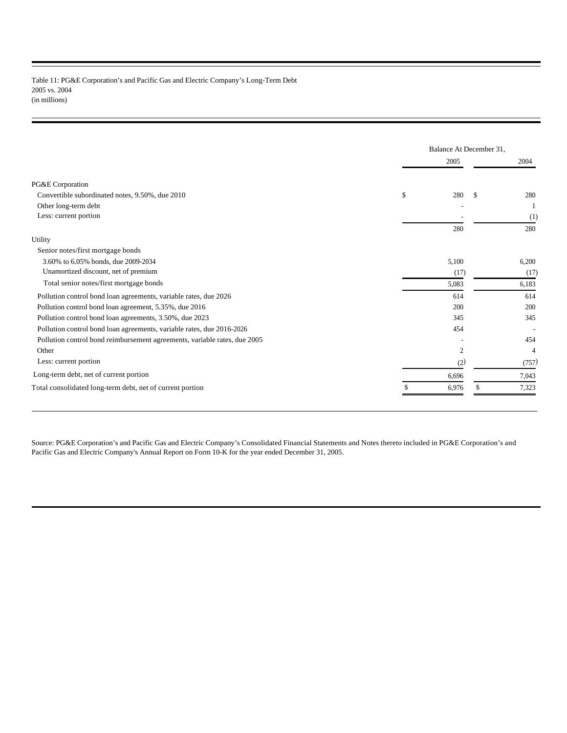Table 11: PG&E Corporation's and Pacific Gas and Electric Company's Long-Term Debt
2005 vs. 2004
(in millions)

| | Balance At December 31, | |
|---|---|---|
| | 2005 | 2004 |
| **PG&E Corporation** | | |
| Convertible subordinated notes, 9.50%, due 2010 | $ 280 | $ 280 |
| Other long-term debt | - | 1 |
| Less: current portion | - | (1) |
| | 280 | 280 |
| **Utility** | | |
| Senior notes/first mortgage bonds | | |
| 3.60% to 6.05% bonds, due 2009-2034 | 5,100 | 6,200 |
| Unamortized discount, net of premium | (17) | (17) |
| Total senior notes/first mortgage bonds | 5,083 | 6,183 |
| Pollution control bond loan agreements, variable rates, due 2026 | 614 | 614 |
| Pollution control bond loan agreement, 5.35%, due 2016 | 200 | 200 |
| Pollution control bond loan agreements, 3.50%, due 2023 | 345 | 345 |
| Pollution control bond loan agreements, variable rates, due 2016-2026 | 454 | - |
| Pollution control bond reimbursement agreements, variable rates, due 2005 | - | 454 |
| Other | 2 | 4 |
| Less: current portion | (2) | (757) |
| Long-term debt, net of current portion | 6,696 | 7,043 |
| Total consolidated long-term debt, net of current portion | $ 6,976 | $ 7,323 |

Source: PG&E Corporation's and Pacific Gas and Electric Company's Consolidated Financial Statements and Notes thereto included in PG&E Corporation's and Pacific Gas and Electric Company's Annual Report on Form 10-K for the year ended December 31, 2005.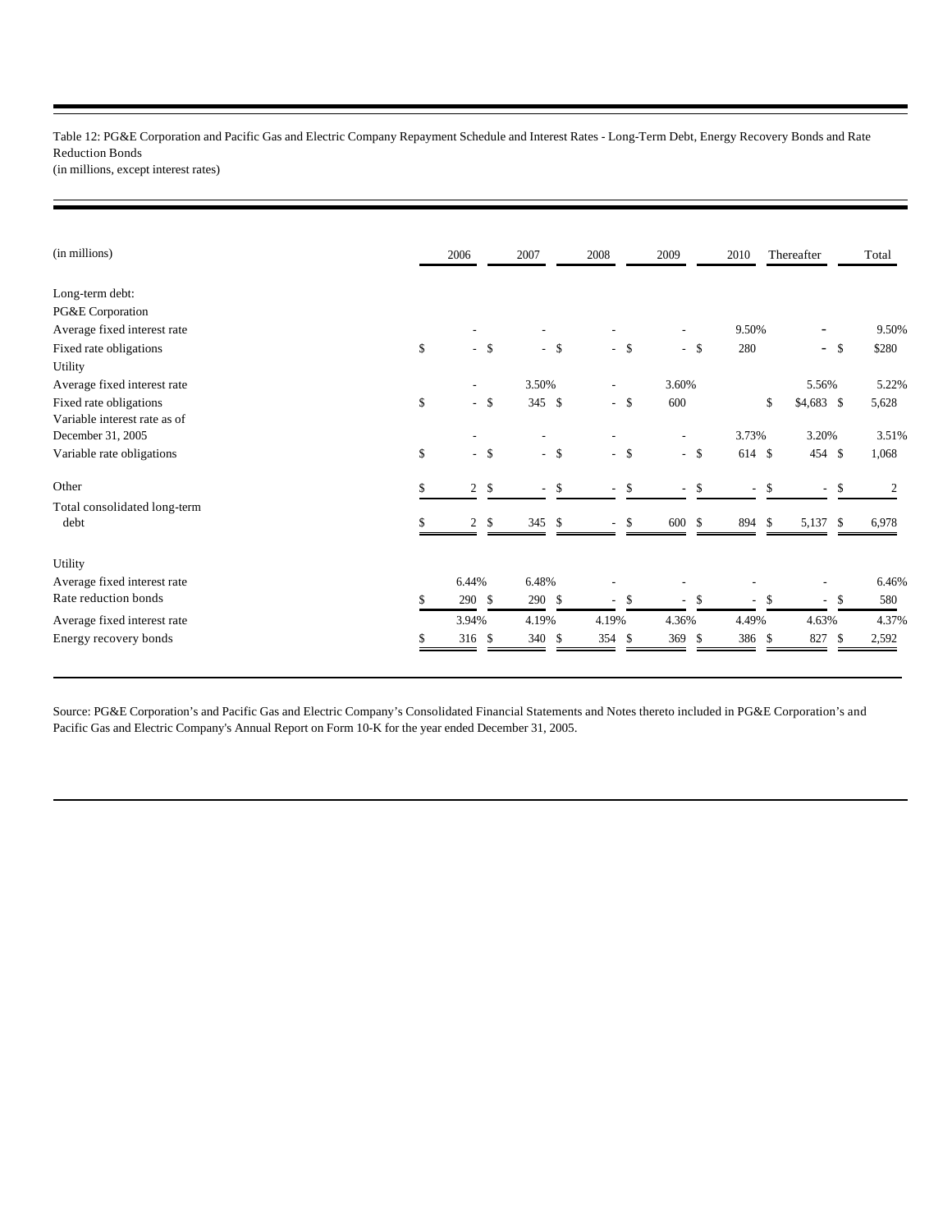Table 12: PG&E Corporation and Pacific Gas and Electric Company Repayment Schedule and Interest Rates - Long-Term Debt, Energy Recovery Bonds and Rate Reduction Bonds
(in millions, except interest rates)

| (in millions) | 2006 | 2007 | 2008 | 2009 | 2010 | Thereafter | Total |
|---|---|---|---|---|---|---|---|
| Long-term debt: | | | | | | | |
| PG&E Corporation | | | | | | | |
| Average fixed interest rate | - | - | - | - | 9.50% | - | 9.50% |
| Fixed rate obligations | $ - | $ - | $ - | $ - | $ 280 | - | $ $280 |
| Utility | | | | | | | |
| Average fixed interest rate | - | 3.50% | - | 3.60% | | 5.56% | 5.22% |
| Fixed rate obligations | $ - | $ 345 | $ - | $ 600 | | $ $4,683 | $ 5,628 |
| Variable interest rate as of December 31, 2005 | - | - | - | - | 3.73% | 3.20% | 3.51% |
| Variable rate obligations | $ - | $ - | $ - | $ - | $ 614 | $ 454 | $ 1,068 |
| Other | $ 2 | $ - | $ - | $ - | $ - | $ - | $ 2 |
| Total consolidated long-term debt | $ 2 | $ 345 | $ - | $ 600 | $ 894 | $ 5,137 | $ 6,978 |
| Utility | | | | | | | |
| Average fixed interest rate | 6.44% | 6.48% | - | - | - | - | 6.46% |
| Rate reduction bonds | $ 290 | $ 290 | $ - | $ - | $ - | $ - | $ 580 |
| Average fixed interest rate | 3.94% | 4.19% | 4.19% | 4.36% | 4.49% | 4.63% | 4.37% |
| Energy recovery bonds | $ 316 | $ 340 | $ 354 | $ 369 | $ 386 | $ 827 | $ 2,592 |

Source: PG&E Corporation's and Pacific Gas and Electric Company's Consolidated Financial Statements and Notes thereto included in PG&E Corporation's and Pacific Gas and Electric Company's Annual Report on Form 10-K for the year ended December 31, 2005.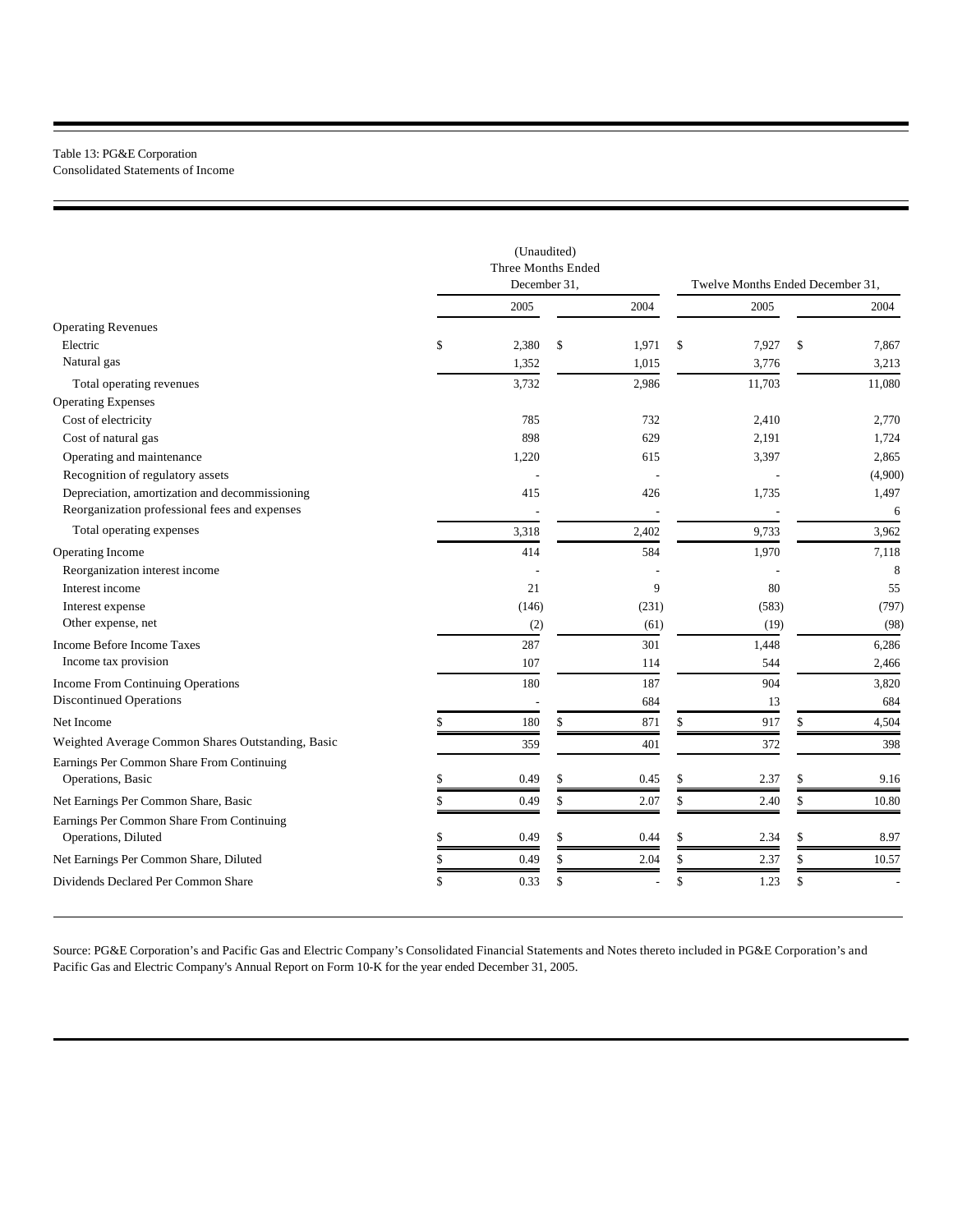Table 13: PG&E Corporation
Consolidated Statements of Income

| | (Unaudited) Three Months Ended December 31, | | Twelve Months Ended December 31, | |
|---|---|---|---|---|
| | 2005 | 2004 | 2005 | 2004 |
| Operating Revenues | | | | |
| Electric | $ 2,380 | $ 1,971 | $ 7,927 | $ 7,867 |
| Natural gas | 1,352 | 1,015 | 3,776 | 3,213 |
| Total operating revenues | 3,732 | 2,986 | 11,703 | 11,080 |
| Operating Expenses | | | | |
| Cost of electricity | 785 | 732 | 2,410 | 2,770 |
| Cost of natural gas | 898 | 629 | 2,191 | 1,724 |
| Operating and maintenance | 1,220 | 615 | 3,397 | 2,865 |
| Recognition of regulatory assets | - | - | - | (4,900) |
| Depreciation, amortization and decommissioning | 415 | 426 | 1,735 | 1,497 |
| Reorganization professional fees and expenses | - | - | - | 6 |
| Total operating expenses | 3,318 | 2,402 | 9,733 | 3,962 |
| Operating Income | 414 | 584 | 1,970 | 7,118 |
| Reorganization interest income | - | - | - | 8 |
| Interest income | 21 | 9 | 80 | 55 |
| Interest expense | (146) | (231) | (583) | (797) |
| Other expense, net | (2) | (61) | (19) | (98) |
| Income Before Income Taxes | 287 | 301 | 1,448 | 6,286 |
| Income tax provision | 107 | 114 | 544 | 2,466 |
| Income From Continuing Operations | 180 | 187 | 904 | 3,820 |
| Discontinued Operations | - | 684 | 13 | 684 |
| Net Income | $ 180 | $ 871 | $ 917 | $ 4,504 |
| Weighted Average Common Shares Outstanding, Basic | 359 | 401 | 372 | 398 |
| Earnings Per Common Share From Continuing Operations, Basic | $ 0.49 | $ 0.45 | $ 2.37 | $ 9.16 |
| Net Earnings Per Common Share, Basic | $ 0.49 | $ 2.07 | $ 2.40 | $ 10.80 |
| Earnings Per Common Share From Continuing Operations, Diluted | $ 0.49 | $ 0.44 | $ 2.34 | $ 8.97 |
| Net Earnings Per Common Share, Diluted | $ 0.49 | $ 2.04 | $ 2.37 | $ 10.57 |
| Dividends Declared Per Common Share | $ 0.33 | $ - | $ 1.23 | $ - |

Source: PG&E Corporation's and Pacific Gas and Electric Company's Consolidated Financial Statements and Notes thereto included in PG&E Corporation's and Pacific Gas and Electric Company's Annual Report on Form 10-K for the year ended December 31, 2005.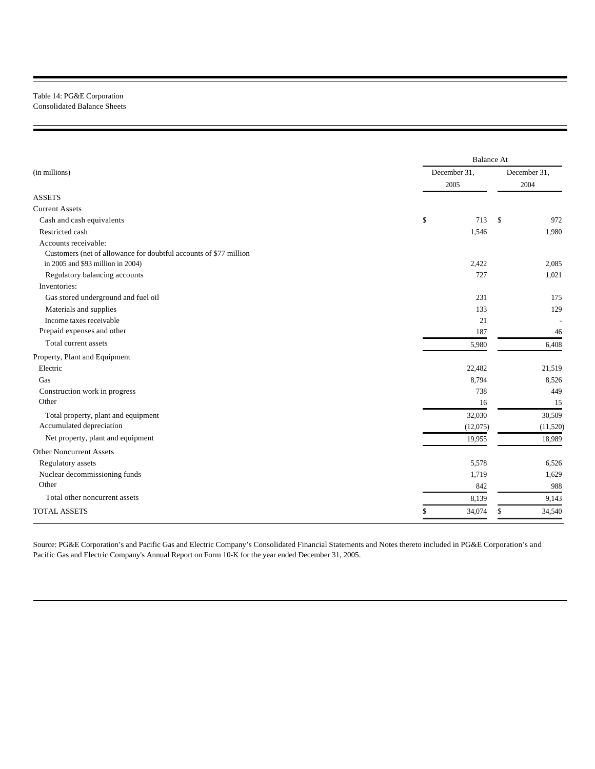Table 14: PG&E Corporation
Consolidated Balance Sheets

| (in millions) | Balance At December 31, 2005 | Balance At December 31, 2004 |
|---|---|---|
| **ASSETS** | | |
| Current Assets | | |
| Cash and cash equivalents | $ 713 | $ 972 |
| Restricted cash | 1,546 | 1,980 |
| Accounts receivable: | | |
| Customers (net of allowance for doubtful accounts of $77 million in 2005 and $93 million in 2004) | 2,422 | 2,085 |
| Regulatory balancing accounts | 727 | 1,021 |
| Inventories: | | |
| Gas stored underground and fuel oil | 231 | 175 |
| Materials and supplies | 133 | 129 |
| Income taxes receivable | 21 | - |
| Prepaid expenses and other | 187 | 46 |
| Total current assets | 5,980 | 6,408 |
| Property, Plant and Equipment | | |
| Electric | 22,482 | 21,519 |
| Gas | 8,794 | 8,526 |
| Construction work in progress | 738 | 449 |
| Other | 16 | 15 |
| Total property, plant and equipment | 32,030 | 30,509 |
| Accumulated depreciation | (12,075) | (11,520) |
| Net property, plant and equipment | 19,955 | 18,989 |
| Other Noncurrent Assets | | |
| Regulatory assets | 5,578 | 6,526 |
| Nuclear decommissioning funds | 1,719 | 1,629 |
| Other | 842 | 988 |
| Total other noncurrent assets | 8,139 | 9,143 |
| TOTAL ASSETS | $ 34,074 | $ 34,540 |

Source: PG&E Corporation's and Pacific Gas and Electric Company's Consolidated Financial Statements and Notes thereto included in PG&E Corporation's and Pacific Gas and Electric Company's Annual Report on Form 10-K for the year ended December 31, 2005.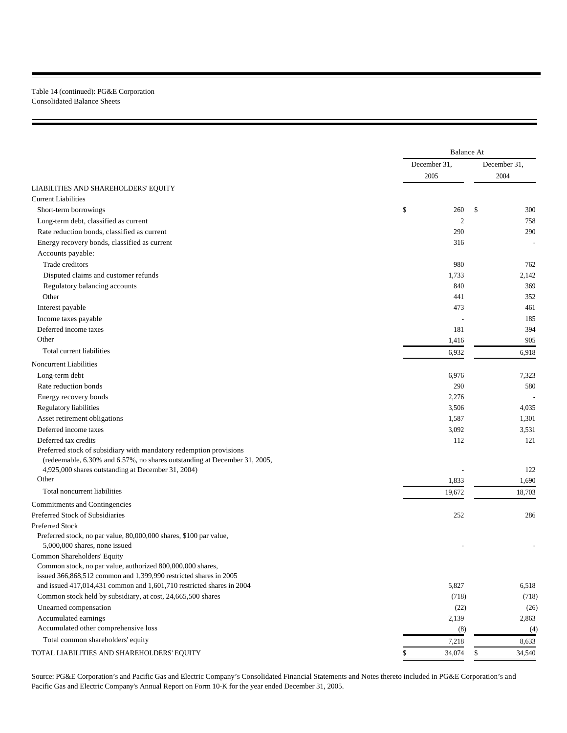Table 14 (continued): PG&E Corporation
Consolidated Balance Sheets

| | Balance At | |
|---|---|---|
| | December 31, 2005 | December 31, 2004 |
| **LIABILITIES AND SHAREHOLDERS' EQUITY** | | |
| Current Liabilities | | |
| Short-term borrowings | $ 260 | $ 300 |
| Long-term debt, classified as current | 2 | 758 |
| Rate reduction bonds, classified as current | 290 | 290 |
| Energy recovery bonds, classified as current | 316 | - |
| Accounts payable: | | |
| Trade creditors | 980 | 762 |
| Disputed claims and customer refunds | 1,733 | 2,142 |
| Regulatory balancing accounts | 840 | 369 |
| Other | 441 | 352 |
| Interest payable | 473 | 461 |
| Income taxes payable | - | 185 |
| Deferred income taxes | 181 | 394 |
| Other | 1,416 | 905 |
| Total current liabilities | 6,932 | 6,918 |
| Noncurrent Liabilities | | |
| Long-term debt | 6,976 | 7,323 |
| Rate reduction bonds | 290 | 580 |
| Energy recovery bonds | 2,276 | - |
| Regulatory liabilities | 3,506 | 4,035 |
| Asset retirement obligations | 1,587 | 1,301 |
| Deferred income taxes | 3,092 | 3,531 |
| Deferred tax credits | 112 | 121 |
| Preferred stock of subsidiary with mandatory redemption provisions (redeemable, 6.30% and 6.57%, no shares outstanding at December 31, 2005, 4,925,000 shares outstanding at December 31, 2004) | - | 122 |
| Other | 1,833 | 1,690 |
| Total noncurrent liabilities | 19,672 | 18,703 |
| Commitments and Contingencies | | |
| Preferred Stock of Subsidiaries | 252 | 286 |
| Preferred Stock | | |
| Preferred stock, no par value, 80,000,000 shares, $100 par value, 5,000,000 shares, none issued | - | - |
| Common Shareholders' Equity | | |
| Common stock, no par value, authorized 800,000,000 shares, issued 366,868,512 common and 1,399,990 restricted shares in 2005 and issued 417,014,431 common and 1,601,710 restricted shares in 2004 | 5,827 | 6,518 |
| Common stock held by subsidiary, at cost, 24,665,500 shares | (718) | (718) |
| Unearned compensation | (22) | (26) |
| Accumulated earnings | 2,139 | 2,863 |
| Accumulated other comprehensive loss | (8) | (4) |
| Total common shareholders' equity | 7,218 | 8,633 |
| TOTAL LIABILITIES AND SHAREHOLDERS' EQUITY | $ 34,074 | $ 34,540 |

Source: PG&E Corporation's and Pacific Gas and Electric Company's Consolidated Financial Statements and Notes thereto included in PG&E Corporation's and Pacific Gas and Electric Company's Annual Report on Form 10-K for the year ended December 31, 2005.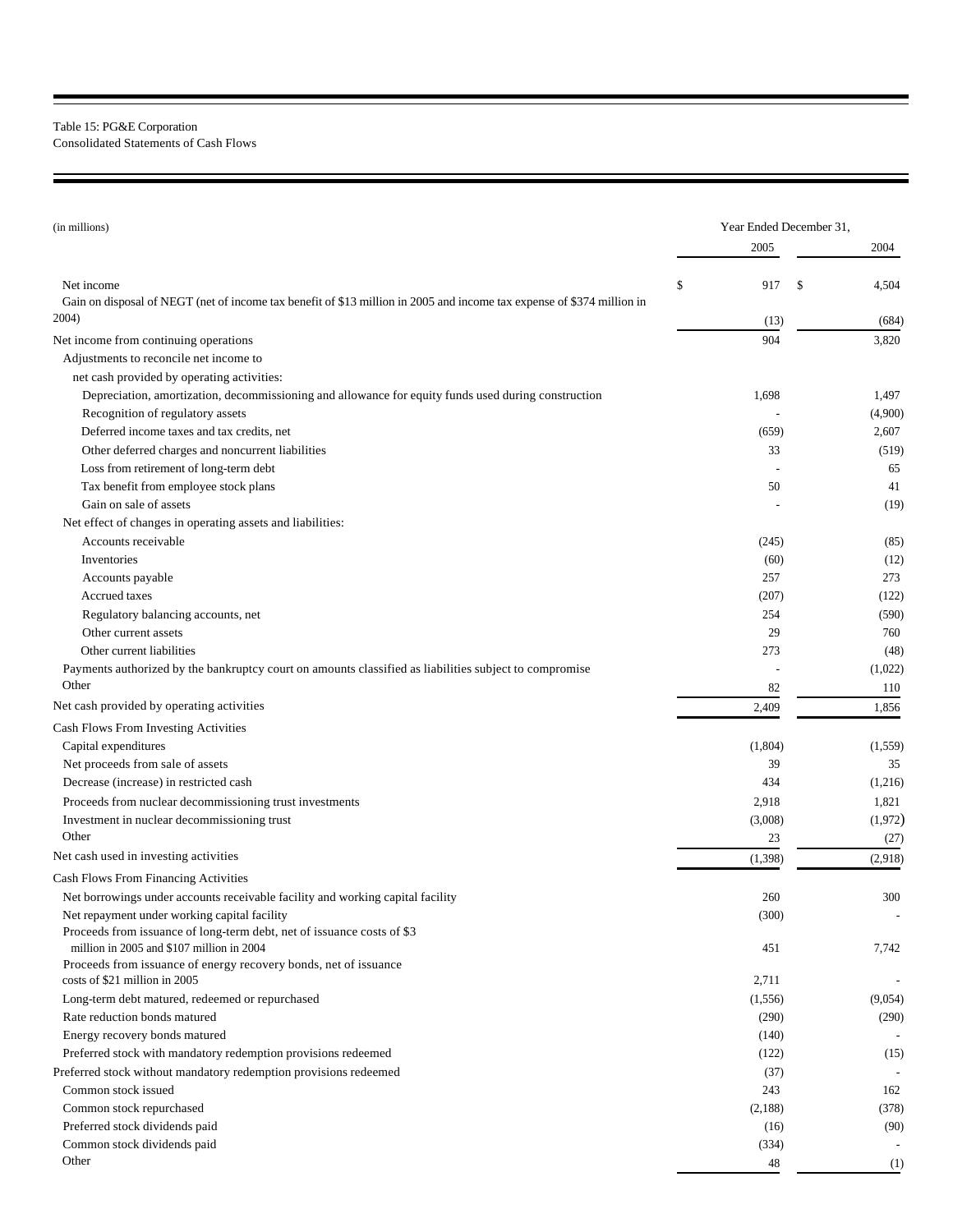Table 15: PG&E Corporation
Consolidated Statements of Cash Flows

| (in millions) | Year Ended December 31, | |
|---|---|---|
| | 2005 | 2004 |
| Net income | $ 917 | $ 4,504 |
| Gain on disposal of NEGT (net of income tax benefit of $13 million in 2005 and income tax expense of $374 million in 2004) | (13) | (684) |
| Net income from continuing operations | 904 | 3,820 |
| Adjustments to reconcile net income to | | |
| net cash provided by operating activities: | | |
| Depreciation, amortization, decommissioning and allowance for equity funds used during construction | 1,698 | 1,497 |
| Recognition of regulatory assets | - | (4,900) |
| Deferred income taxes and tax credits, net | (659) | 2,607 |
| Other deferred charges and noncurrent liabilities | 33 | (519) |
| Loss from retirement of long-term debt | - | 65 |
| Tax benefit from employee stock plans | 50 | 41 |
| Gain on sale of assets | - | (19) |
| Net effect of changes in operating assets and liabilities: | | |
| Accounts receivable | (245) | (85) |
| Inventories | (60) | (12) |
| Accounts payable | 257 | 273 |
| Accrued taxes | (207) | (122) |
| Regulatory balancing accounts, net | 254 | (590) |
| Other current assets | 29 | 760 |
| Other current liabilities | 273 | (48) |
| Payments authorized by the bankruptcy court on amounts classified as liabilities subject to compromise | - | (1,022) |
| Other | 82 | 110 |
| Net cash provided by operating activities | 2,409 | 1,856 |
| Cash Flows From Investing Activities | | |
| Capital expenditures | (1,804) | (1,559) |
| Net proceeds from sale of assets | 39 | 35 |
| Decrease (increase) in restricted cash | 434 | (1,216) |
| Proceeds from nuclear decommissioning trust investments | 2,918 | 1,821 |
| Investment in nuclear decommissioning trust | (3,008) | (1,972) |
| Other | 23 | (27) |
| Net cash used in investing activities | (1,398) | (2,918) |
| Cash Flows From Financing Activities | | |
| Net borrowings under accounts receivable facility and working capital facility | 260 | 300 |
| Net repayment under working capital facility | (300) | - |
| Proceeds from issuance of long-term debt, net of issuance costs of $3 million in 2005 and $107 million in 2004 | 451 | 7,742 |
| Proceeds from issuance of energy recovery bonds, net of issuance costs of $21 million in 2005 | 2,711 | - |
| Long-term debt matured, redeemed or repurchased | (1,556) | (9,054) |
| Rate reduction bonds matured | (290) | (290) |
| Energy recovery bonds matured | (140) | - |
| Preferred stock with mandatory redemption provisions redeemed | (122) | (15) |
| Preferred stock without mandatory redemption provisions redeemed | (37) | - |
| Common stock issued | 243 | 162 |
| Common stock repurchased | (2,188) | (378) |
| Preferred stock dividends paid | (16) | (90) |
| Common stock dividends paid | (334) | - |
| Other | 48 | (1) |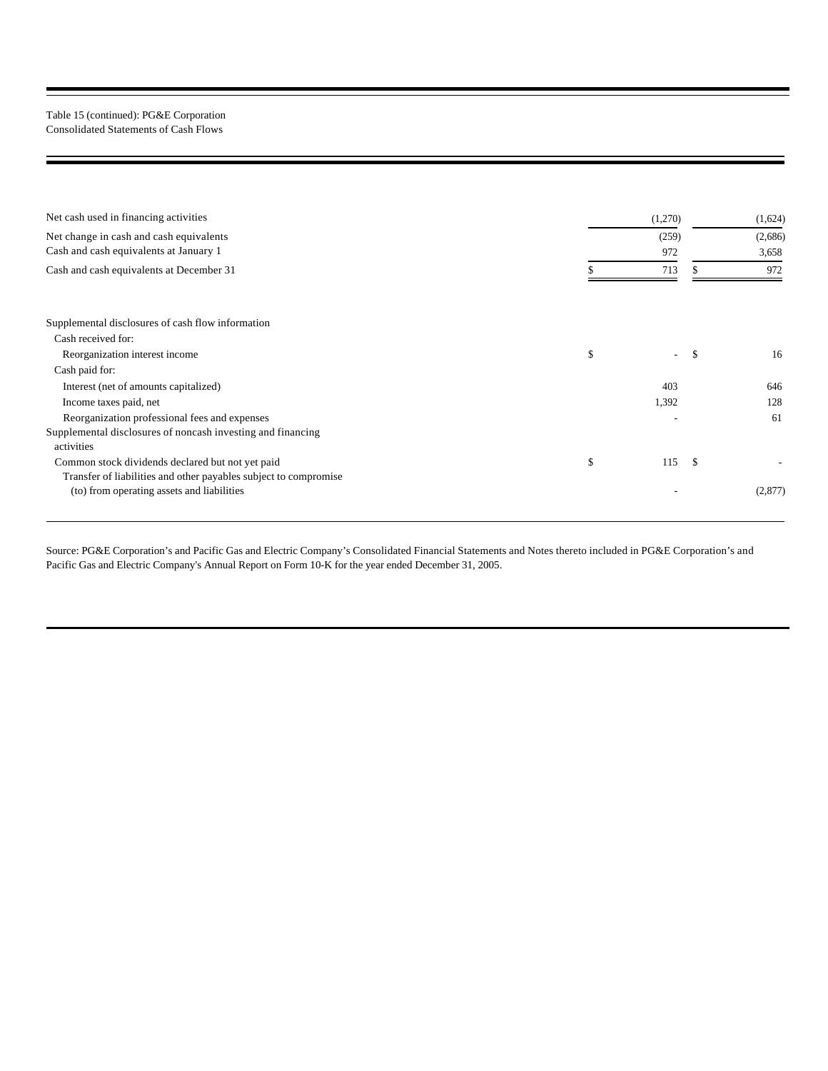Table 15 (continued): PG&E Corporation
Consolidated Statements of Cash Flows

| | | |
|---|---|---|
| Net cash used in financing activities | (1,270) | (1,624) |
| Net change in cash and cash equivalents | (259) | (2,686) |
| Cash and cash equivalents at January 1 | 972 | 3,658 |
| Cash and cash equivalents at December 31 | $ 713 | $ 972 |
| | | |
| Supplemental disclosures of cash flow information | | |
| Cash received for: | | |
| Reorganization interest income | $ - | $ 16 |
| Cash paid for: | | |
| Interest (net of amounts capitalized) | 403 | 646 |
| Income taxes paid, net | 1,392 | 128 |
| Reorganization professional fees and expenses | - | 61 |
| Supplemental disclosures of noncash investing and financing activities | | |
| Common stock dividends declared but not yet paid | $ 115 | $ - |
| Transfer of liabilities and other payables subject to compromise (to) from operating assets and liabilities | - | (2,877) |

Source: PG&E Corporation's and Pacific Gas and Electric Company's Consolidated Financial Statements and Notes thereto included in PG&E Corporation's and Pacific Gas and Electric Company's Annual Report on Form 10-K for the year ended December 31, 2005.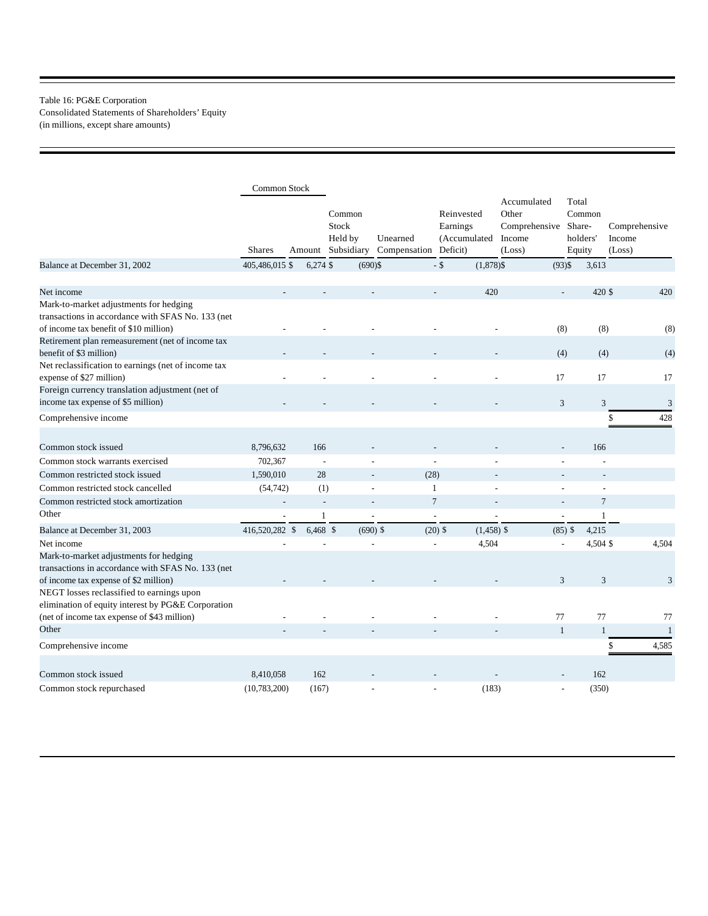Table 16: PG&E Corporation
Consolidated Statements of Shareholders' Equity
(in millions, except share amounts)

| | Common Stock | | | | | | | |
|---|---|---|---|---|---|---|---|---|
| | Shares | Amount | Common Stock Held by Subsidiary | Unearned Compensation | Reinvested Earnings (Accumulated Deficit) | Accumulated Other Comprehensive Income (Loss) | Total Common Share-holders' Equity | Comprehensive Income (Loss) |
| Balance at December 31, 2002 | 405,486,015 | $ 6,274 | $ (690) | $ - | $ (1,878) | $ (93) | $ 3,613 | |
| Net income | - | - | - | - | 420 | - | 420 | $ 420 |
| Mark-to-market adjustments for hedging transactions in accordance with SFAS No. 133 (net of income tax benefit of $10 million) | - | - | - | - | - | (8) | (8) | (8) |
| Retirement plan remeasurement (net of income tax benefit of $3 million) | - | - | - | - | - | (4) | (4) | (4) |
| Net reclassification to earnings (net of income tax expense of $27 million) | - | - | - | - | - | 17 | 17 | 17 |
| Foreign currency translation adjustment (net of income tax expense of $5 million) | - | - | - | - | - | 3 | 3 | 3 |
| Comprehensive income | | | | | | | | $ 428 |
| Common stock issued | 8,796,632 | 166 | - | - | - | - | 166 | |
| Common stock warrants exercised | 702,367 | - | - | - | - | - | - | |
| Common restricted stock issued | 1,590,010 | 28 | - | (28) | - | - | - | |
| Common restricted stock cancelled | (54,742) | (1) | - | 1 | - | - | - | |
| Common restricted stock amortization | - | - | - | 7 | - | - | 7 | |
| Other | - | 1 | - | - | - | - | 1 | |
| Balance at December 31, 2003 | 416,520,282 | $ 6,468 | $ (690) | $ (20) | $ (1,458) | $ (85) | $ 4,215 | |
| Net income | - | - | - | - | 4,504 | - | 4,504 | $ 4,504 |
| Mark-to-market adjustments for hedging transactions in accordance with SFAS No. 133 (net of income tax expense of $2 million) | - | - | - | - | - | 3 | 3 | 3 |
| NEGT losses reclassified to earnings upon elimination of equity interest by PG&E Corporation (net of income tax expense of $43 million) | - | - | - | - | - | 77 | 77 | 77 |
| Other | - | - | - | - | - | 1 | 1 | 1 |
| Comprehensive income | | | | | | | | $ 4,585 |
| Common stock issued | 8,410,058 | 162 | - | - | - | - | 162 | |
| Common stock repurchased | (10,783,200) | (167) | - | - | (183) | - | (350) | |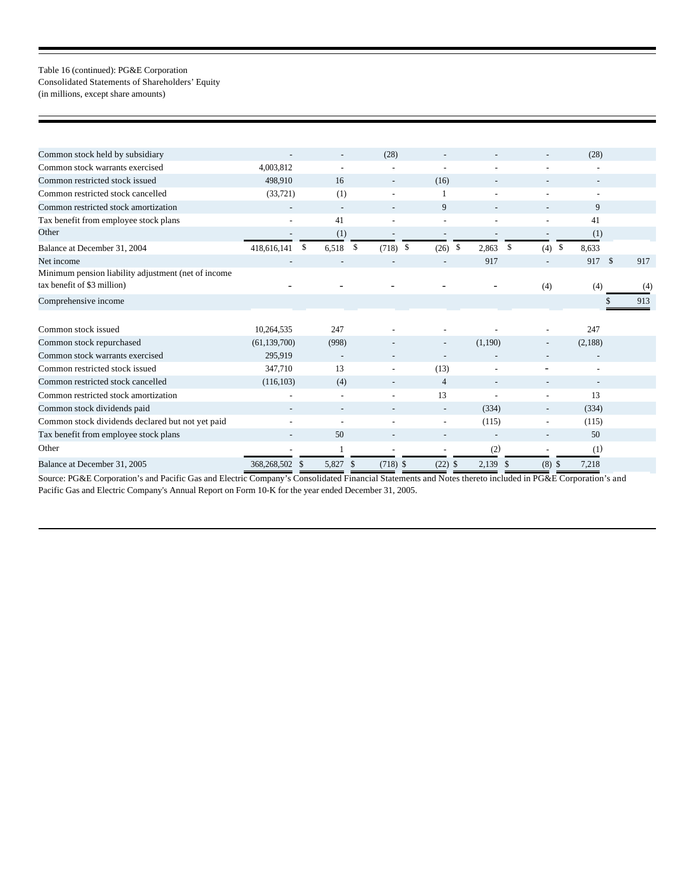Table 16 (continued): PG&E Corporation
Consolidated Statements of Shareholders' Equity
(in millions, except share amounts)

| | | | | | | | | |
|---|---|---|---|---|---|---|---|---|
| Common stock held by subsidiary | - | - | (28) | - | - | - | (28) | |
| Common stock warrants exercised | 4,003,812 | - | - | - | - | - | - | |
| Common restricted stock issued | 498,910 | 16 | - | (16) | - | - | - | |
| Common restricted stock cancelled | (33,721) | (1) | - | 1 | - | - | - | |
| Common restricted stock amortization | - | - | - | 9 | - | - | 9 | |
| Tax benefit from employee stock plans | - | 41 | - | - | - | - | 41 | |
| Other | - | (1) | - | - | - | - | (1) | |
| Balance at December 31, 2004 | 418,616,141 | $ 6,518 | $ (718) | $ (26) | $ 2,863 | $ (4) | $ 8,633 | |
| Net income | - | - | - | - | 917 | - | 917 | $ 917 |
| Minimum pension liability adjustment (net of income tax benefit of $3 million) | - | - | - | - | - | (4) | (4) | (4) |
| Comprehensive income | | | | | | | | $ 913 |
| Common stock issued | 10,264,535 | 247 | - | - | - | - | 247 | |
| Common stock repurchased | (61,139,700) | (998) | - | - | (1,190) | - | (2,188) | |
| Common stock warrants exercised | 295,919 | - | - | - | - | - | - | |
| Common restricted stock issued | 347,710 | 13 | - | (13) | - | - | - | |
| Common restricted stock cancelled | (116,103) | (4) | - | 4 | - | - | - | |
| Common restricted stock amortization | - | - | - | 13 | - | - | 13 | |
| Common stock dividends paid | - | - | - | - | (334) | - | (334) | |
| Common stock dividends declared but not yet paid | - | - | - | - | (115) | - | (115) | |
| Tax benefit from employee stock plans | - | 50 | - | - | - | - | 50 | |
| Other | - | 1 | - | - | (2) | - | (1) | |
| Balance at December 31, 2005 | 368,268,502 | $ 5,827 | $ (718) | $ (22) | $ 2,139 | $ (8) | $ 7,218 | |

Source: PG&E Corporation's and Pacific Gas and Electric Company's Consolidated Financial Statements and Notes thereto included in PG&E Corporation's and Pacific Gas and Electric Company's Annual Report on Form 10-K for the year ended December 31, 2005.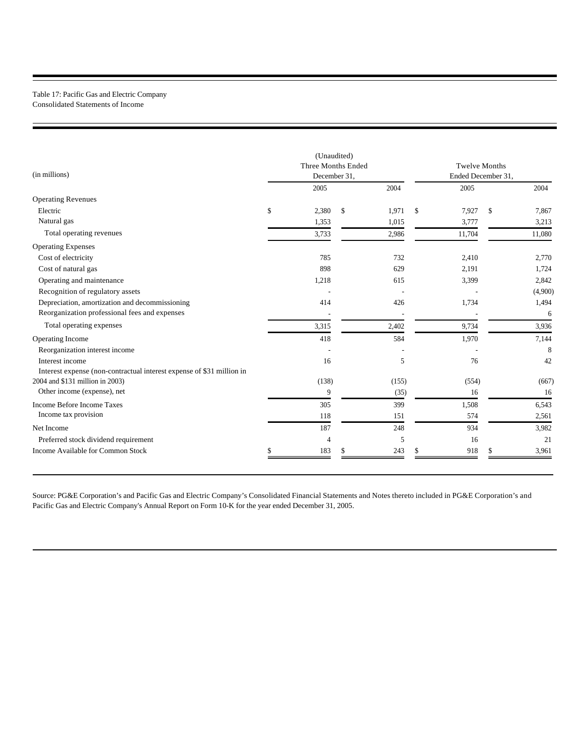Table 17: Pacific Gas and Electric Company
Consolidated Statements of Income

| (in millions) | (Unaudited) Three Months Ended December 31, | | Twelve Months Ended December 31, | |
|---|---|---|---|---|
| | 2005 | 2004 | 2005 | 2004 |
| Operating Revenues | | | | |
| Electric | $ 2,380 | $ 1,971 | $ 7,927 | $ 7,867 |
| Natural gas | 1,353 | 1,015 | 3,777 | 3,213 |
| Total operating revenues | 3,733 | 2,986 | 11,704 | 11,080 |
| Operating Expenses | | | | |
| Cost of electricity | 785 | 732 | 2,410 | 2,770 |
| Cost of natural gas | 898 | 629 | 2,191 | 1,724 |
| Operating and maintenance | 1,218 | 615 | 3,399 | 2,842 |
| Recognition of regulatory assets | - | - | - | (4,900) |
| Depreciation, amortization and decommissioning | 414 | 426 | 1,734 | 1,494 |
| Reorganization professional fees and expenses | - | - | - | 6 |
| Total operating expenses | 3,315 | 2,402 | 9,734 | 3,936 |
| Operating Income | 418 | 584 | 1,970 | 7,144 |
| Reorganization interest income | - | - | - | 8 |
| Interest income | 16 | 5 | 76 | 42 |
| Interest expense (non-contractual interest expense of $31 million in 2004 and $131 million in 2003) | (138) | (155) | (554) | (667) |
| Other income (expense), net | 9 | (35) | 16 | 16 |
| Income Before Income Taxes | 305 | 399 | 1,508 | 6,543 |
| Income tax provision | 118 | 151 | 574 | 2,561 |
| Net Income | 187 | 248 | 934 | 3,982 |
| Preferred stock dividend requirement | 4 | 5 | 16 | 21 |
| Income Available for Common Stock | $ 183 | $ 243 | $ 918 | $ 3,961 |

Source: PG&E Corporation's and Pacific Gas and Electric Company's Consolidated Financial Statements and Notes thereto included in PG&E Corporation's and Pacific Gas and Electric Company's Annual Report on Form 10-K for the year ended December 31, 2005.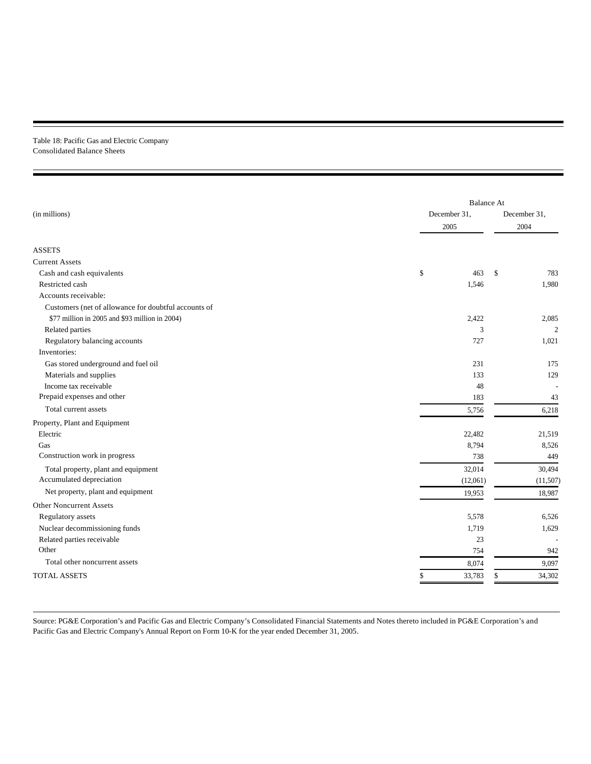Table 18: Pacific Gas and Electric Company
Consolidated Balance Sheets

| (in millions) | Balance At December 31, 2005 | Balance At December 31, 2004 |
|---|---|---|
| **ASSETS** | | |
| Current Assets | | |
| Cash and cash equivalents | $ 463 | $ 783 |
| Restricted cash | 1,546 | 1,980 |
| Accounts receivable: | | |
| Customers (net of allowance for doubtful accounts of $77 million in 2005 and $93 million in 2004) | 2,422 | 2,085 |
| Related parties | 3 | 2 |
| Regulatory balancing accounts | 727 | 1,021 |
| Inventories: | | |
| Gas stored underground and fuel oil | 231 | 175 |
| Materials and supplies | 133 | 129 |
| Income tax receivable | 48 | - |
| Prepaid expenses and other | 183 | 43 |
| Total current assets | 5,756 | 6,218 |
| Property, Plant and Equipment | | |
| Electric | 22,482 | 21,519 |
| Gas | 8,794 | 8,526 |
| Construction work in progress | 738 | 449 |
| Total property, plant and equipment | 32,014 | 30,494 |
| Accumulated depreciation | (12,061) | (11,507) |
| Net property, plant and equipment | 19,953 | 18,987 |
| Other Noncurrent Assets | | |
| Regulatory assets | 5,578 | 6,526 |
| Nuclear decommissioning funds | 1,719 | 1,629 |
| Related parties receivable | 23 | - |
| Other | 754 | 942 |
| Total other noncurrent assets | 8,074 | 9,097 |
| TOTAL ASSETS | $ 33,783 | $ 34,302 |

Source: PG&E Corporation's and Pacific Gas and Electric Company's Consolidated Financial Statements and Notes thereto included in PG&E Corporation's and Pacific Gas and Electric Company's Annual Report on Form 10-K for the year ended December 31, 2005.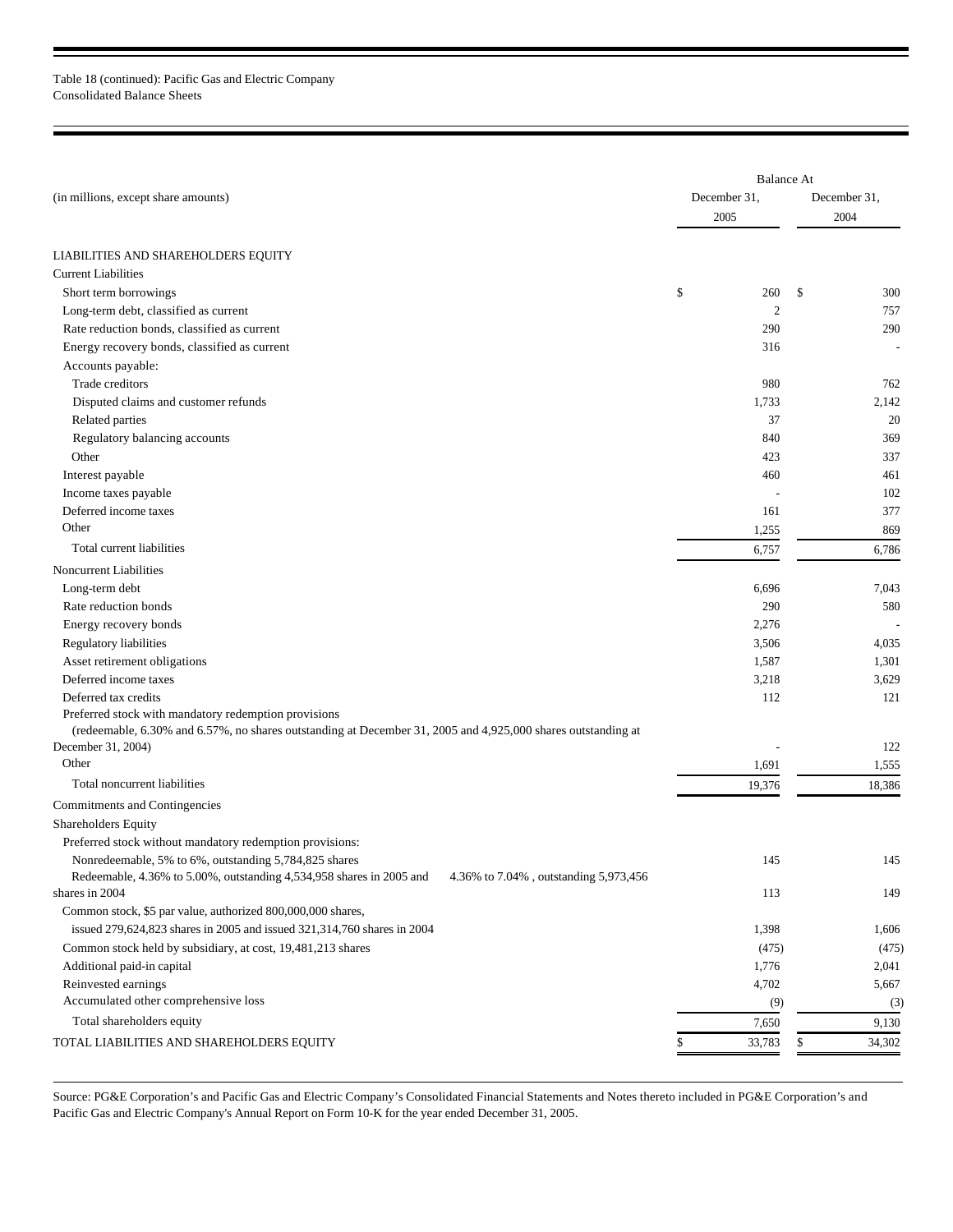Table 18 (continued): Pacific Gas and Electric Company
Consolidated Balance Sheets

| (in millions, except share amounts) | Balance At December 31, 2005 | December 31, 2004 |
|---|---|---|
| LIABILITIES AND SHAREHOLDERS EQUITY | | |
| Current Liabilities | | |
| Short term borrowings | $ 260 | $ 300 |
| Long-term debt, classified as current | 2 | 757 |
| Rate reduction bonds, classified as current | 290 | 290 |
| Energy recovery bonds, classified as current | 316 | - |
| Accounts payable: | | |
| Trade creditors | 980 | 762 |
| Disputed claims and customer refunds | 1,733 | 2,142 |
| Related parties | 37 | 20 |
| Regulatory balancing accounts | 840 | 369 |
| Other | 423 | 337 |
| Interest payable | 460 | 461 |
| Income taxes payable | - | 102 |
| Deferred income taxes | 161 | 377 |
| Other | 1,255 | 869 |
| Total current liabilities | 6,757 | 6,786 |
| Noncurrent Liabilities | | |
| Long-term debt | 6,696 | 7,043 |
| Rate reduction bonds | 290 | 580 |
| Energy recovery bonds | 2,276 | - |
| Regulatory liabilities | 3,506 | 4,035 |
| Asset retirement obligations | 1,587 | 1,301 |
| Deferred income taxes | 3,218 | 3,629 |
| Deferred tax credits | 112 | 121 |
| Preferred stock with mandatory redemption provisions (redeemable, 6.30% and 6.57%, no shares outstanding at December 31, 2005 and 4,925,000 shares outstanding at December 31, 2004) | - | 122 |
| Other | 1,691 | 1,555 |
| Total noncurrent liabilities | 19,376 | 18,386 |
| Commitments and Contingencies | | |
| Shareholders Equity | | |
| Preferred stock without mandatory redemption provisions: | | |
| Nonredeemable, 5% to 6%, outstanding 5,784,825 shares | 145 | 145 |
| Redeemable, 4.36% to 5.00%, outstanding 4,534,958 shares in 2005 and 4.36% to 7.04% , outstanding 5,973,456 shares in 2004 | 113 | 149 |
| Common stock, $5 par value, authorized 800,000,000 shares, issued 279,624,823 shares in 2005 and issued 321,314,760 shares in 2004 | 1,398 | 1,606 |
| Common stock held by subsidiary, at cost, 19,481,213 shares | (475) | (475) |
| Additional paid-in capital | 1,776 | 2,041 |
| Reinvested earnings | 4,702 | 5,667 |
| Accumulated other comprehensive loss | (9) | (3) |
| Total shareholders equity | 7,650 | 9,130 |
| TOTAL LIABILITIES AND SHAREHOLDERS EQUITY | $ 33,783 | $ 34,302 |

Source: PG&E Corporation's and Pacific Gas and Electric Company's Consolidated Financial Statements and Notes thereto included in PG&E Corporation's and Pacific Gas and Electric Company's Annual Report on Form 10-K for the year ended December 31, 2005.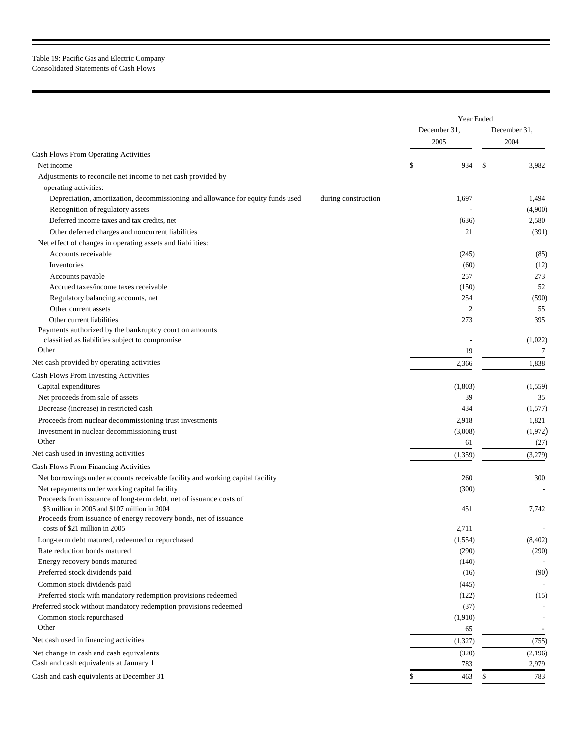Table 19: Pacific Gas and Electric Company
Consolidated Statements of Cash Flows

| | Year Ended | |
|---|---|---|
| | December 31, 2005 | December 31, 2004 |
| **Cash Flows From Operating Activities** | | |
| Net income | $ 934 | $ 3,982 |
| Adjustments to reconcile net income to net cash provided by operating activities: | | |
| Depreciation, amortization, decommissioning and allowance for equity funds used during construction | 1,697 | 1,494 |
| Recognition of regulatory assets | - | (4,900) |
| Deferred income taxes and tax credits, net | (636) | 2,580 |
| Other deferred charges and noncurrent liabilities | 21 | (391) |
| Net effect of changes in operating assets and liabilities: | | |
| Accounts receivable | (245) | (85) |
| Inventories | (60) | (12) |
| Accounts payable | 257 | 273 |
| Accrued taxes/income taxes receivable | (150) | 52 |
| Regulatory balancing accounts, net | 254 | (590) |
| Other current assets | 2 | 55 |
| Other current liabilities | 273 | 395 |
| Payments authorized by the bankruptcy court on amounts classified as liabilities subject to compromise | - | (1,022) |
| Other | 19 | 7 |
| Net cash provided by operating activities | 2,366 | 1,838 |
| **Cash Flows From Investing Activities** | | |
| Capital expenditures | (1,803) | (1,559) |
| Net proceeds from sale of assets | 39 | 35 |
| Decrease (increase) in restricted cash | 434 | (1,577) |
| Proceeds from nuclear decommissioning trust investments | 2,918 | 1,821 |
| Investment in nuclear decommissioning trust | (3,008) | (1,972) |
| Other | 61 | (27) |
| Net cash used in investing activities | (1,359) | (3,279) |
| **Cash Flows From Financing Activities** | | |
| Net borrowings under accounts receivable facility and working capital facility | 260 | 300 |
| Net repayments under working capital facility | (300) | - |
| Proceeds from issuance of long-term debt, net of issuance costs of $3 million in 2005 and $107 million in 2004 | 451 | 7,742 |
| Proceeds from issuance of energy recovery bonds, net of issuance costs of $21 million in 2005 | 2,711 | - |
| Long-term debt matured, redeemed or repurchased | (1,554) | (8,402) |
| Rate reduction bonds matured | (290) | (290) |
| Energy recovery bonds matured | (140) | - |
| Preferred stock dividends paid | (16) | (90) |
| Common stock dividends paid | (445) | - |
| Preferred stock with mandatory redemption provisions redeemed | (122) | (15) |
| Preferred stock without mandatory redemption provisions redeemed | (37) | - |
| Common stock repurchased | (1,910) | - |
| Other | 65 | - |
| Net cash used in financing activities | (1,327) | (755) |
| Net change in cash and cash equivalents | (320) | (2,196) |
| Cash and cash equivalents at January 1 | 783 | 2,979 |
| Cash and cash equivalents at December 31 | $ 463 | $ 783 |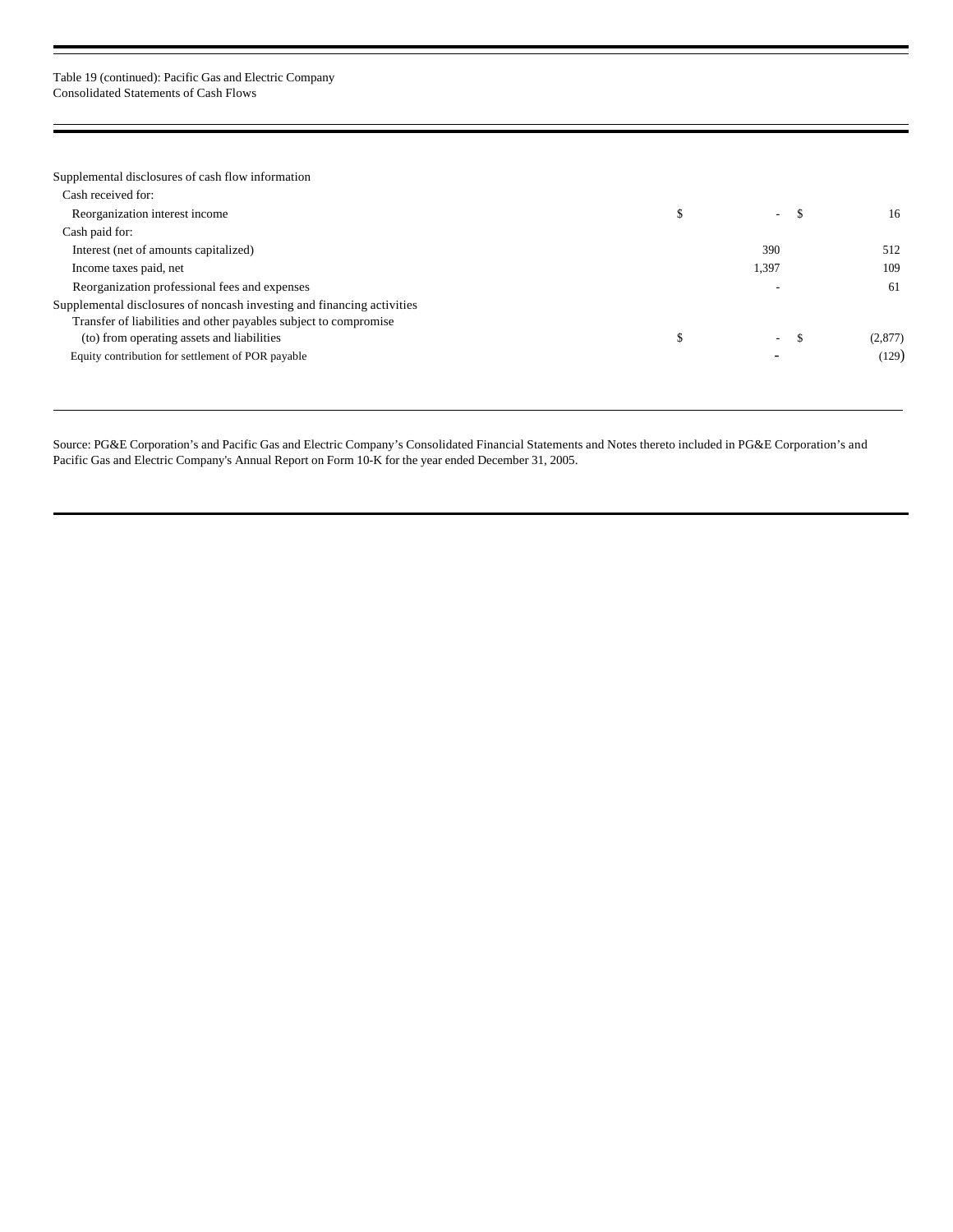Table 19 (continued): Pacific Gas and Electric Company
Consolidated Statements of Cash Flows

| | | |
|---|---|---|
| Supplemental disclosures of cash flow information | | |
| Cash received for: | | |
| Reorganization interest income | $ - | $ 16 |
| Cash paid for: | | |
| Interest (net of amounts capitalized) | 390 | 512 |
| Income taxes paid, net | 1,397 | 109 |
| Reorganization professional fees and expenses | - | 61 |
| Supplemental disclosures of noncash investing and financing activities | | |
| Transfer of liabilities and other payables subject to compromise (to) from operating assets and liabilities | $ - | $ (2,877) |
| Equity contribution for settlement of POR payable | - | (129) |

Source: PG&E Corporation's and Pacific Gas and Electric Company's Consolidated Financial Statements and Notes thereto included in PG&E Corporation's and Pacific Gas and Electric Company's Annual Report on Form 10-K for the year ended December 31, 2005.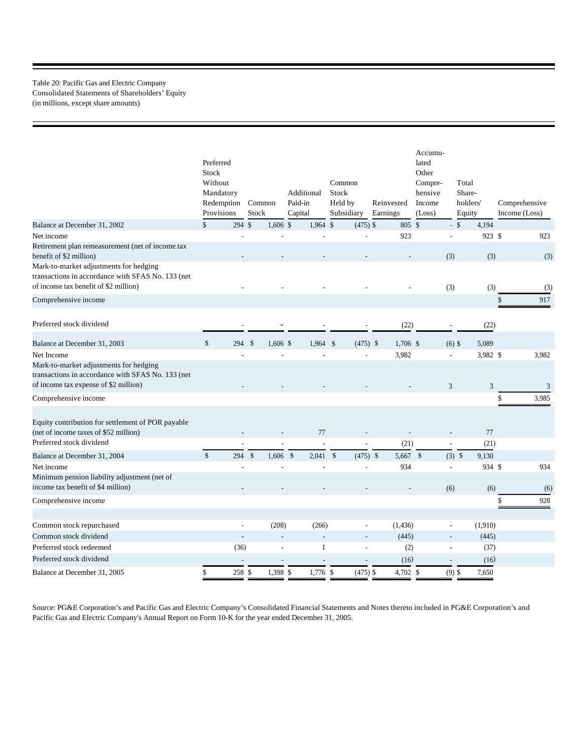Table 20: Pacific Gas and Electric Company
Consolidated Statements of Shareholders' Equity
(in millions, except share amounts)

| | Preferred Stock Without Mandatory Redemption Provisions | Common Stock | Additional Paid-in Capital | Common Stock Held by Subsidiary | Reinvested Earnings | Accumulated Other Comprehensive Income (Loss) | Total Shareholders' Equity | Comprehensive Income (Loss) |
|---|---|---|---|---|---|---|---|---|
| Balance at December 31, 2002 | $ 294 | $ 1,606 | $ 1,964 | $ (475) | $ 805 | $ - | $ 4,194 | |
| Net income | - | - | - | - | 923 | - | 923 | $ 923 |
| Retirement plan remeasurement (net of income tax benefit of $2 million) | - | - | - | - | - | (3) | (3) | (3) |
| Mark-to-market adjustments for hedging transactions in accordance with SFAS No. 133 (net of income tax benefit of $2 million) | - | - | - | - | - | (3) | (3) | (3) |
| Comprehensive income | | | | | | | | $ 917 |
| Preferred stock dividend | - | - | - | - | (22) | - | (22) | |
| Balance at December 31, 2003 | $ 294 | $ 1,606 | $ 1,964 | $ (475) | $ 1,706 | $ (6) | $ 5,089 | |
| Net Income | - | - | - | - | 3,982 | - | 3,982 | $ 3,982 |
| Mark-to-market adjustments for hedging transactions in accordance with SFAS No. 133 (net of income tax expense of $2 million) | - | - | - | - | - | 3 | 3 | 3 |
| Comprehensive income | | | | | | | | $ 3,985 |
| Equity contribution for settlement of POR payable (net of income taxes of $52 million) | - | - | 77 | - | - | - | 77 | |
| Preferred stock dividend | - | - | - | - | (21) | - | (21) | |
| Balance at December 31, 2004 | $ 294 | $ 1,606 | $ 2,041 | $ (475) | $ 5,667 | $ (3) | $ 9,130 | |
| Net income | - | - | - | - | 934 | - | 934 | $ 934 |
| Minimum pension liability adjustment (net of income tax benefit of $4 million) | - | - | - | - | - | (6) | (6) | (6) |
| Comprehensive income | | | | | | | | $ 928 |
| Common stock repurchased | - | (208) | (266) | - | (1,436) | - | (1,910) | |
| Common stock dividend | - | - | - | - | (445) | - | (445) | |
| Preferred stock redeemed | (36) | - | 1 | - | (2) | - | (37) | |
| Preferred stock dividend | - | - | - | - | (16) | - | (16) | |
| Balance at December 31, 2005 | $ 258 | $ 1,398 | $ 1,776 | $ (475) | $ 4,702 | $ (9) | $ 7,650 | |

Source: PG&E Corporation's and Pacific Gas and Electric Company's Consolidated Financial Statements and Notes thereto included in PG&E Corporation's and Pacific Gas and Electric Company's Annual Report on Form 10-K for the year ended December 31, 2005.